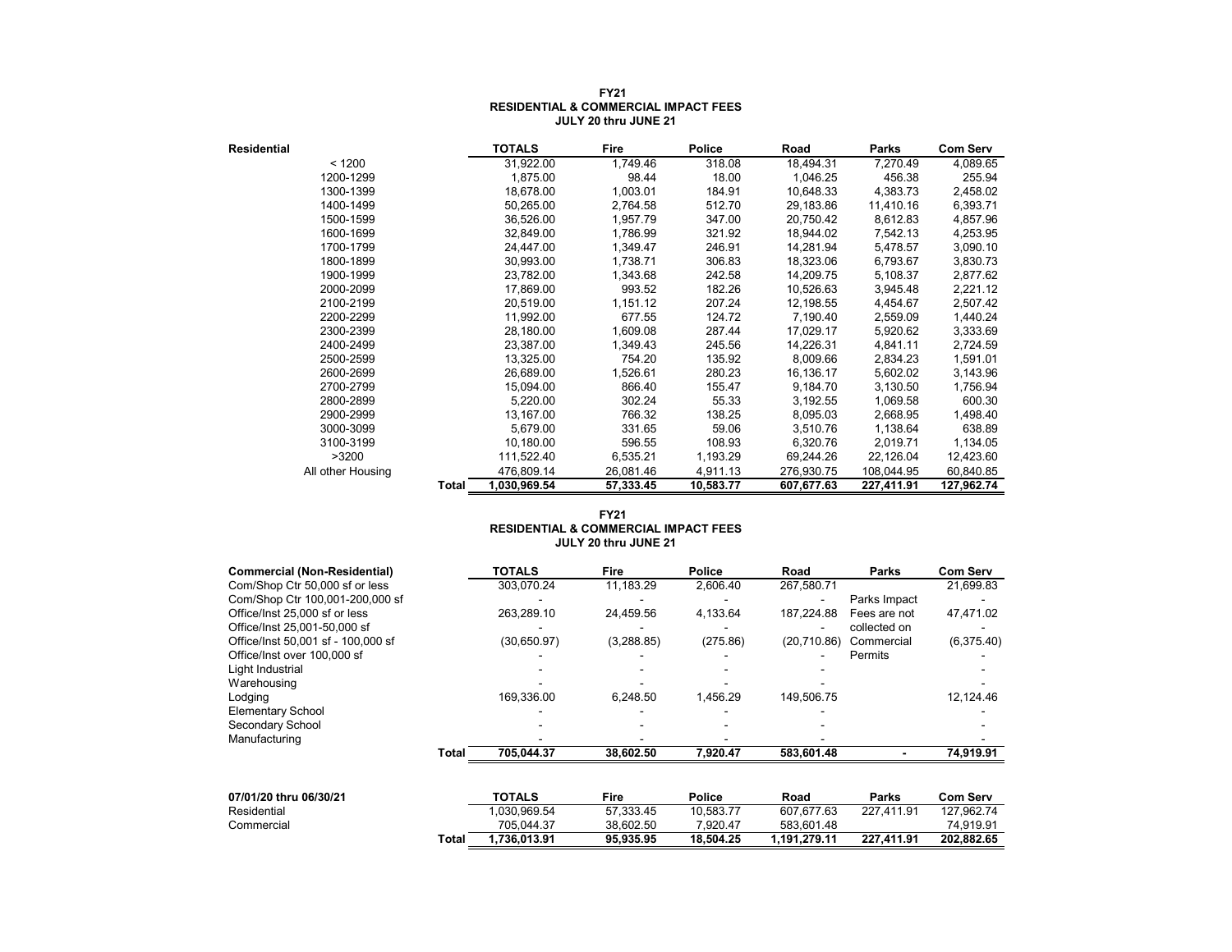**FY21**
**RESIDENTIAL & COMMERCIAL IMPACT FEES**
**JULY 20 thru JUNE 21**

| **Residential** | | **TOTALS** | **Fire** | **Police** | **Road** | **Parks** | **Com Serv** |
|---|---|---|---|---|---|---|---|
| < 1200 | | 31,922.00 | 1,749.46 | 318.08 | 18,494.31 | 7,270.49 | 4,089.65 |
| 1200-1299 | | 1,875.00 | 98.44 | 18.00 | 1,046.25 | 456.38 | 255.94 |
| 1300-1399 | | 18,678.00 | 1,003.01 | 184.91 | 10,648.33 | 4,383.73 | 2,458.02 |
| 1400-1499 | | 50,265.00 | 2,764.58 | 512.70 | 29,183.86 | 11,410.16 | 6,393.71 |
| 1500-1599 | | 36,526.00 | 1,957.79 | 347.00 | 20,750.42 | 8,612.83 | 4,857.96 |
| 1600-1699 | | 32,849.00 | 1,786.99 | 321.92 | 18,944.02 | 7,542.13 | 4,253.95 |
| 1700-1799 | | 24,447.00 | 1,349.47 | 246.91 | 14,281.94 | 5,478.57 | 3,090.10 |
| 1800-1899 | | 30,993.00 | 1,738.71 | 306.83 | 18,323.06 | 6,793.67 | 3,830.73 |
| 1900-1999 | | 23,782.00 | 1,343.68 | 242.58 | 14,209.75 | 5,108.37 | 2,877.62 |
| 2000-2099 | | 17,869.00 | 993.52 | 182.26 | 10,526.63 | 3,945.48 | 2,221.12 |
| 2100-2199 | | 20,519.00 | 1,151.12 | 207.24 | 12,198.55 | 4,454.67 | 2,507.42 |
| 2200-2299 | | 11,992.00 | 677.55 | 124.72 | 7,190.40 | 2,559.09 | 1,440.24 |
| 2300-2399 | | 28,180.00 | 1,609.08 | 287.44 | 17,029.17 | 5,920.62 | 3,333.69 |
| 2400-2499 | | 23,387.00 | 1,349.43 | 245.56 | 14,226.31 | 4,841.11 | 2,724.59 |
| 2500-2599 | | 13,325.00 | 754.20 | 135.92 | 8,009.66 | 2,834.23 | 1,591.01 |
| 2600-2699 | | 26,689.00 | 1,526.61 | 280.23 | 16,136.17 | 5,602.02 | 3,143.96 |
| 2700-2799 | | 15,094.00 | 866.40 | 155.47 | 9,184.70 | 3,130.50 | 1,756.94 |
| 2800-2899 | | 5,220.00 | 302.24 | 55.33 | 3,192.55 | 1,069.58 | 600.30 |
| 2900-2999 | | 13,167.00 | 766.32 | 138.25 | 8,095.03 | 2,668.95 | 1,498.40 |
| 3000-3099 | | 5,679.00 | 331.65 | 59.06 | 3,510.76 | 1,138.64 | 638.89 |
| 3100-3199 | | 10,180.00 | 596.55 | 108.93 | 6,320.76 | 2,019.71 | 1,134.05 |
| >3200 | | 111,522.40 | 6,535.21 | 1,193.29 | 69,244.26 | 22,126.04 | 12,423.60 |
| All other Housing | | 476,809.14 | 26,081.46 | 4,911.13 | 276,930.75 | 108,044.95 | 60,840.85 |
| | **Total** | **1,030,969.54** | **57,333.45** | **10,583.77** | **607,677.63** | **227,411.91** | **127,962.74** |

**FY21**
**RESIDENTIAL & COMMERCIAL IMPACT FEES**
**JULY 20 thru JUNE 21**

| **Commercial (Non-Residential)** | | **TOTALS** | **Fire** | **Police** | **Road** | **Parks** | **Com Serv** |
|---|---|---|---|---|---|---|---|
| Com/Shop Ctr 50,000 sf or less | | 303,070.24 | 11,183.29 | 2,606.40 | 267,580.71 | | 21,699.83 |
| Com/Shop Ctr 100,001-200,000 sf | | - | - | - | - | Parks Impact | - |
| Office/Inst 25,000 sf or less | | 263,289.10 | 24,459.56 | 4,133.64 | 187,224.88 | Fees are not | 47,471.02 |
| Office/Inst 25,001-50,000 sf | | - | - | - | - | collected on | - |
| Office/Inst 50,001 sf - 100,000 sf | | (30,650.97) | (3,288.85) | (275.86) | (20,710.86) | Commercial | (6,375.40) |
| Office/Inst over 100,000 sf | | - | - | - | - | Permits | - |
| Light Industrial | | - | - | - | - | | - |
| Warehousing | | - | - | - | - | | - |
| Lodging | | 169,336.00 | 6,248.50 | 1,456.29 | 149,506.75 | | 12,124.46 |
| Elementary School | | - | - | - | - | | - |
| Secondary School | | - | - | - | - | | - |
| Manufacturing | | - | - | - | - | | - |
| | **Total** | **705,044.37** | **38,602.50** | **7,920.47** | **583,601.48** | **-** | **74,919.91** |

| **07/01/20 thru 06/30/21** | | **TOTALS** | **Fire** | **Police** | **Road** | **Parks** | **Com Serv** |
|---|---|---|---|---|---|---|---|
| Residential | | 1,030,969.54 | 57,333.45 | 10,583.77 | 607,677.63 | 227,411.91 | 127,962.74 |
| Commercial | | 705,044.37 | 38,602.50 | 7,920.47 | 583,601.48 | | 74,919.91 |
| | **Total** | **1,736,013.91** | **95,935.95** | **18,504.25** | **1,191,279.11** | **227,411.91** | **202,882.65** |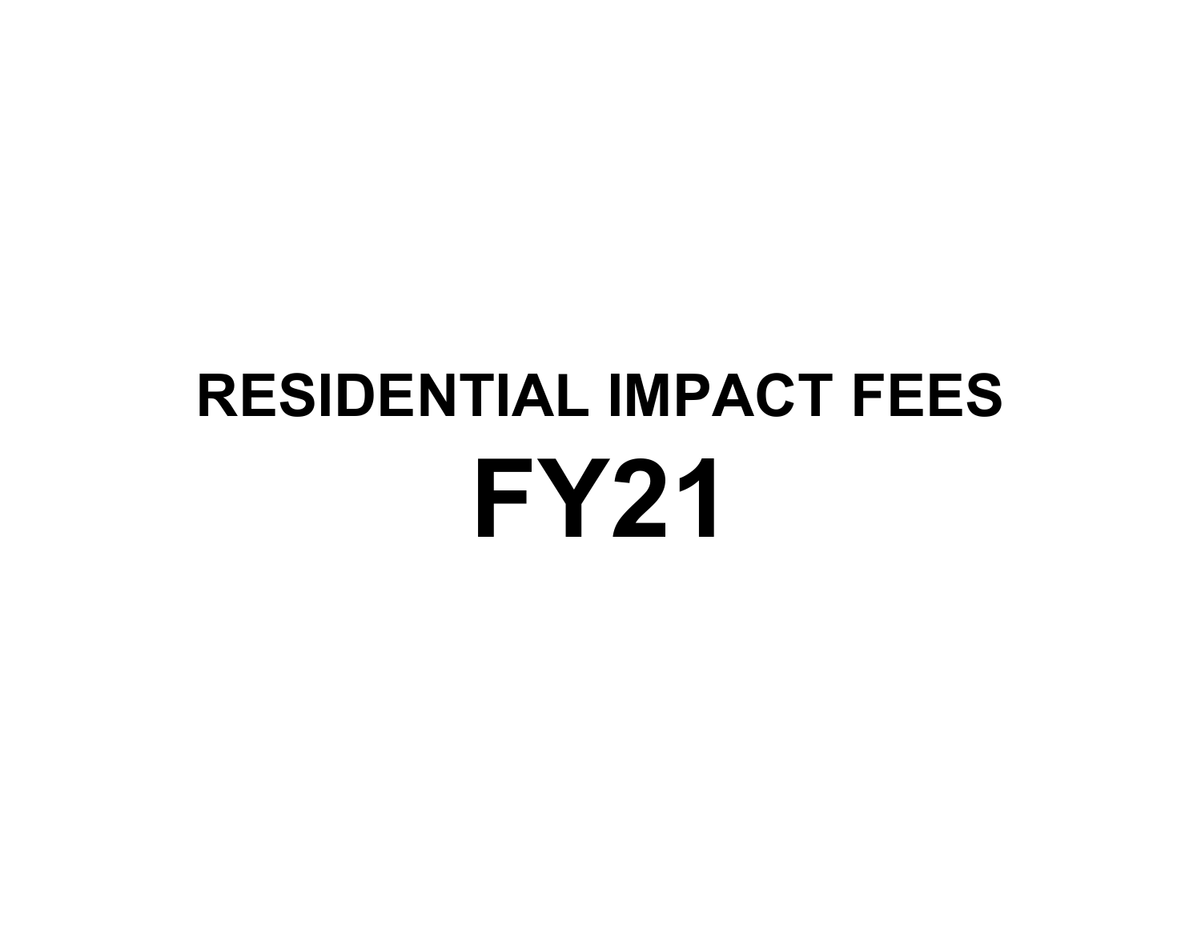# RESIDENTIAL IMPACT FEES

# FY21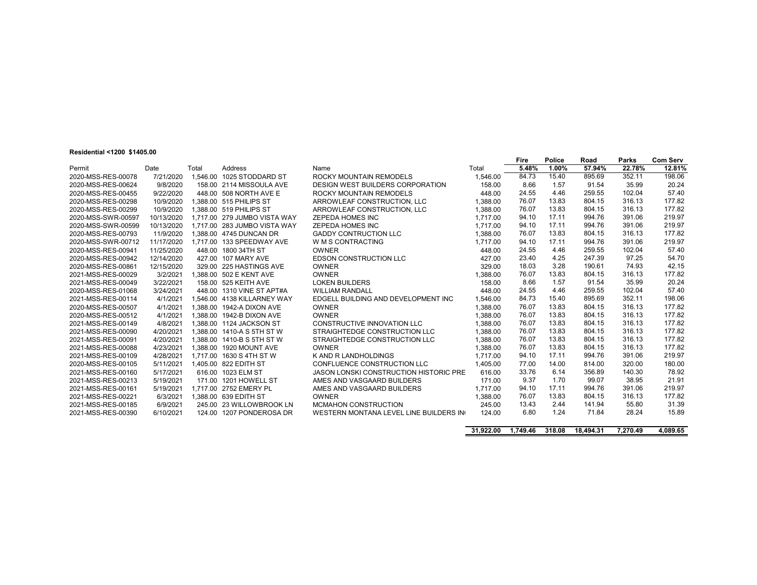**Residential <1200 $1405.00**

| Permit | Date | Total | Address | Name | Total | Fire | Police | Road | Parks | Com Serv |
|---|---|---|---|---|---|---|---|---|---|---|
| | | | | | | 5.48% | 1.00% | 57.94% | 22.78% | 12.81% |
| 2020-MSS-RES-00078 | 7/21/2020 | 1,546.00 | 1025 STODDARD ST | ROCKY MOUNTAIN REMODELS | 1,546.00 | 84.73 | 15.40 | 895.69 | 352.11 | 198.06 |
| 2020-MSS-RES-00624 | 9/8/2020 | 158.00 | 2114 MISSOULA AVE | DESIGN WEST BUILDERS CORPORATION | 158.00 | 8.66 | 1.57 | 91.54 | 35.99 | 20.24 |
| 2020-MSS-RES-00455 | 9/22/2020 | 448.00 | 508 NORTH AVE E | ROCKY MOUNTAIN REMODELS | 448.00 | 24.55 | 4.46 | 259.55 | 102.04 | 57.40 |
| 2020-MSS-RES-00298 | 10/9/2020 | 1,388.00 | 515 PHILIPS ST | ARROWLEAF CONSTRUCTION, LLC | 1,388.00 | 76.07 | 13.83 | 804.15 | 316.13 | 177.82 |
| 2020-MSS-RES-00299 | 10/9/2020 | 1,388.00 | 519 PHILIPS ST | ARROWLEAF CONSTRUCTION, LLC | 1,388.00 | 76.07 | 13.83 | 804.15 | 316.13 | 177.82 |
| 2020-MSS-SWR-00597 | 10/13/2020 | 1,717.00 | 279 JUMBO VISTA WAY | ZEPEDA HOMES INC | 1,717.00 | 94.10 | 17.11 | 994.76 | 391.06 | 219.97 |
| 2020-MSS-SWR-00599 | 10/13/2020 | 1,717.00 | 283 JUMBO VISTA WAY | ZEPEDA HOMES INC | 1,717.00 | 94.10 | 17.11 | 994.76 | 391.06 | 219.97 |
| 2020-MSS-RES-00793 | 11/9/2020 | 1,388.00 | 4745 DUNCAN DR | GADDY CONTRUCTION LLC | 1,388.00 | 76.07 | 13.83 | 804.15 | 316.13 | 177.82 |
| 2020-MSS-SWR-00712 | 11/17/2020 | 1,717.00 | 133 SPEEDWAY AVE | W M S CONTRACTING | 1,717.00 | 94.10 | 17.11 | 994.76 | 391.06 | 219.97 |
| 2020-MSS-RES-00941 | 11/25/2020 | 448.00 | 1800 34TH ST | OWNER | 448.00 | 24.55 | 4.46 | 259.55 | 102.04 | 57.40 |
| 2020-MSS-RES-00942 | 12/14/2020 | 427.00 | 107 MARY AVE | EDSON CONSTRUCTION LLC | 427.00 | 23.40 | 4.25 | 247.39 | 97.25 | 54.70 |
| 2020-MSS-RES-00861 | 12/15/2020 | 329.00 | 225 HASTINGS AVE | OWNER | 329.00 | 18.03 | 3.28 | 190.61 | 74.93 | 42.15 |
| 2021-MSS-RES-00029 | 3/2/2021 | 1,388.00 | 502 E KENT AVE | OWNER | 1,388.00 | 76.07 | 13.83 | 804.15 | 316.13 | 177.82 |
| 2021-MSS-RES-00049 | 3/22/2021 | 158.00 | 525 KEITH AVE | LOKEN BUILDERS | 158.00 | 8.66 | 1.57 | 91.54 | 35.99 | 20.24 |
| 2020-MSS-RES-01068 | 3/24/2021 | 448.00 | 1310 VINE ST APT#A | WILLIAM RANDALL | 448.00 | 24.55 | 4.46 | 259.55 | 102.04 | 57.40 |
| 2021-MSS-RES-00114 | 4/1/2021 | 1,546.00 | 4138 KILLARNEY WAY | EDGELL BUILDING AND DEVELOPMENT INC | 1,546.00 | 84.73 | 15.40 | 895.69 | 352.11 | 198.06 |
| 2020-MSS-RES-00507 | 4/1/2021 | 1,388.00 | 1942-A DIXON AVE | OWNER | 1,388.00 | 76.07 | 13.83 | 804.15 | 316.13 | 177.82 |
| 2020-MSS-RES-00512 | 4/1/2021 | 1,388.00 | 1942-B DIXON AVE | OWNER | 1,388.00 | 76.07 | 13.83 | 804.15 | 316.13 | 177.82 |
| 2021-MSS-RES-00149 | 4/8/2021 | 1,388.00 | 1124 JACKSON ST | CONSTRUCTIVE INNOVATION LLC | 1,388.00 | 76.07 | 13.83 | 804.15 | 316.13 | 177.82 |
| 2021-MSS-RES-00090 | 4/20/2021 | 1,388.00 | 1410-A S 5TH ST W | STRAIGHTEDGE CONSTRUCTION LLC | 1,388.00 | 76.07 | 13.83 | 804.15 | 316.13 | 177.82 |
| 2021-MSS-RES-00091 | 4/20/2021 | 1,388.00 | 1410-B S 5TH ST W | STRAIGHTEDGE CONSTRUCTION LLC | 1,388.00 | 76.07 | 13.83 | 804.15 | 316.13 | 177.82 |
| 2021-MSS-RES-00088 | 4/23/2021 | 1,388.00 | 1920 MOUNT AVE | OWNER | 1,388.00 | 76.07 | 13.83 | 804.15 | 316.13 | 177.82 |
| 2021-MSS-RES-00109 | 4/28/2021 | 1,717.00 | 1630 S 4TH ST W | K AND R LANDHOLDINGS | 1,717.00 | 94.10 | 17.11 | 994.76 | 391.06 | 219.97 |
| 2020-MSS-RES-00105 | 5/11/2021 | 1,405.00 | 822 EDITH ST | CONFLUENCE CONSTRUCTION LLC | 1,405.00 | 77.00 | 14.00 | 814.00 | 320.00 | 180.00 |
| 2021-MSS-RES-00160 | 5/17/2021 | 616.00 | 1023 ELM ST | JASON LONSKI CONSTRUCTION HISTORIC PRE | 616.00 | 33.76 | 6.14 | 356.89 | 140.30 | 78.92 |
| 2021-MSS-RES-00213 | 5/19/2021 | 171.00 | 1201 HOWELL ST | AMES AND VASGAARD BUILDERS | 171.00 | 9.37 | 1.70 | 99.07 | 38.95 | 21.91 |
| 2021-MSS-RES-00161 | 5/19/2021 | 1,717.00 | 2752 EMERY PL | AMES AND VASGAARD BUILDERS | 1,717.00 | 94.10 | 17.11 | 994.76 | 391.06 | 219.97 |
| 2021-MSS-RES-00221 | 6/3/2021 | 1,388.00 | 639 EDITH ST | OWNER | 1,388.00 | 76.07 | 13.83 | 804.15 | 316.13 | 177.82 |
| 2021-MSS-RES-00185 | 6/9/2021 | 245.00 | 23 WILLOWBROOK LN | MCMAHON CONSTRUCTION | 245.00 | 13.43 | 2.44 | 141.94 | 55.80 | 31.39 |
| 2021-MSS-RES-00390 | 6/10/2021 | 124.00 | 1207 PONDEROSA DR | WESTERN MONTANA LEVEL LINE BUILDERS IN | 124.00 | 6.80 | 1.24 | 71.84 | 28.24 | 15.89 |
| | | | | | **31,922.00** | **1,749.46** | **318.08** | **18,494.31** | **7,270.49** | **4,089.65** |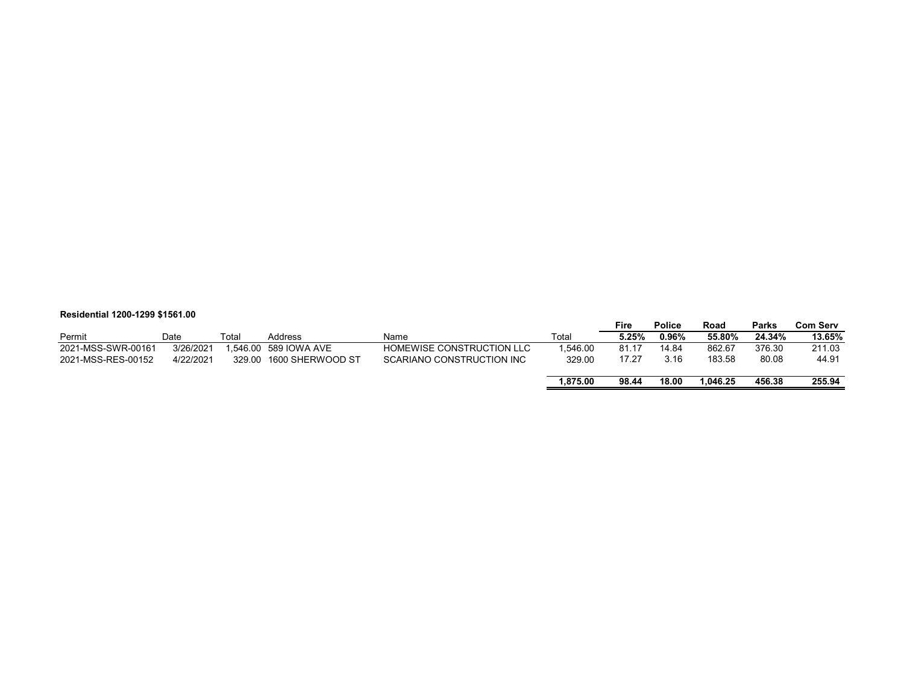**Residential 1200-1299 $1561.00**

| Permit | Date | Total | Address | Name | Total | Fire 5.25% | Police 0.96% | Road 55.80% | Parks 24.34% | Com Serv 13.65% |
|---|---|---|---|---|---|---|---|---|---|---|
| 2021-MSS-SWR-00161 | 3/26/2021 | 1,546.00 | 589 IOWA AVE | HOMEWISE CONSTRUCTION LLC | 1,546.00 | 81.17 | 14.84 | 862.67 | 376.30 | 211.03 |
| 2021-MSS-RES-00152 | 4/22/2021 | 329.00 | 1600 SHERWOOD ST | SCARIANO CONSTRUCTION INC | 329.00 | 17.27 | 3.16 | 183.58 | 80.08 | 44.91 |
| | | | | | **1,875.00** | **98.44** | **18.00** | **1,046.25** | **456.38** | **255.94** |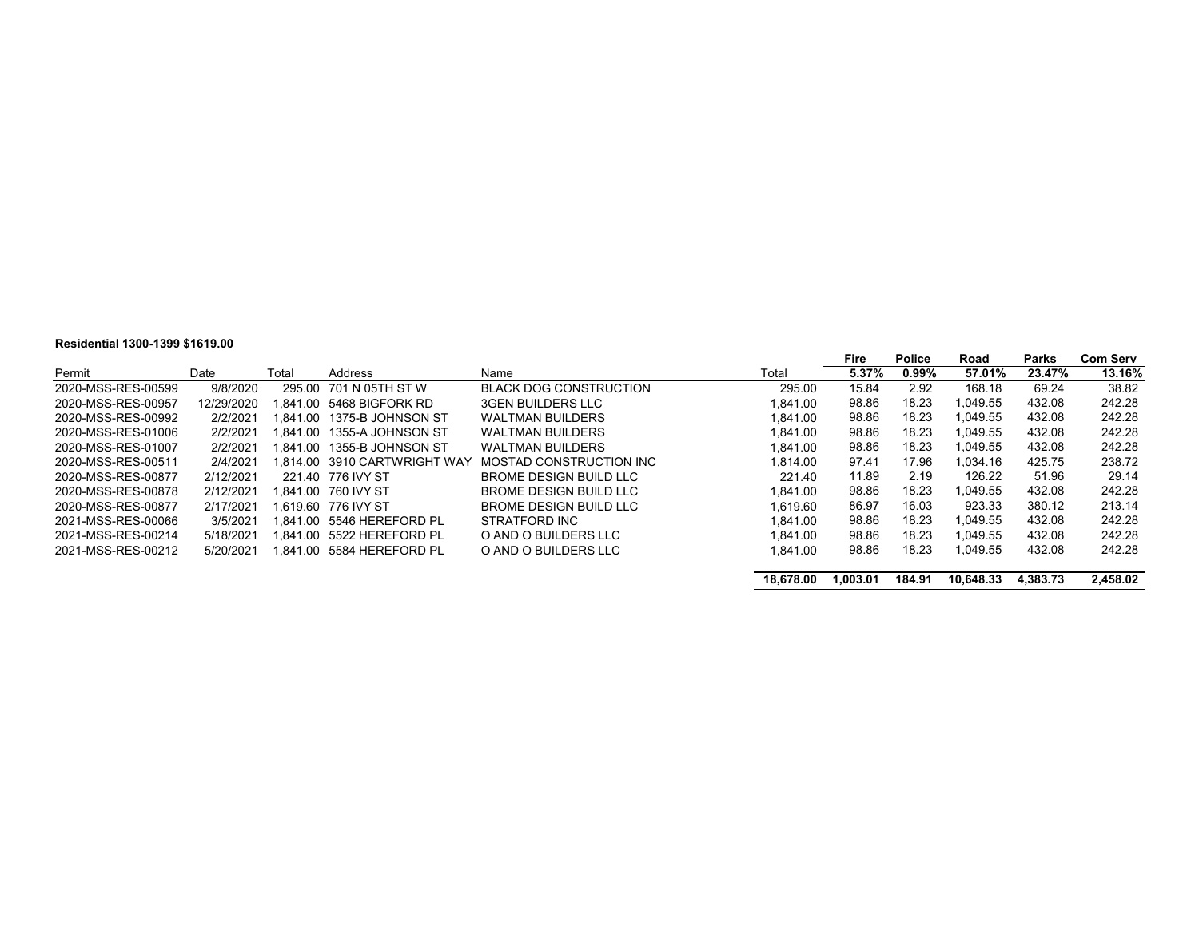**Residential 1300-1399 $1619.00**

| Permit | Date | Total | Address | Name | Total | Fire 5.37% | Police 0.99% | Road 57.01% | Parks 23.47% | Com Serv 13.16% |
|---|---|---|---|---|---|---|---|---|---|---|
| 2020-MSS-RES-00599 | 9/8/2020 | 295.00 | 701 N 05TH ST W | BLACK DOG CONSTRUCTION | 295.00 | 15.84 | 2.92 | 168.18 | 69.24 | 38.82 |
| 2020-MSS-RES-00957 | 12/29/2020 | 1,841.00 | 5468 BIGFORK RD | 3GEN BUILDERS LLC | 1,841.00 | 98.86 | 18.23 | 1,049.55 | 432.08 | 242.28 |
| 2020-MSS-RES-00992 | 2/2/2021 | 1,841.00 | 1375-B JOHNSON ST | WALTMAN BUILDERS | 1,841.00 | 98.86 | 18.23 | 1,049.55 | 432.08 | 242.28 |
| 2020-MSS-RES-01006 | 2/2/2021 | 1,841.00 | 1355-A JOHNSON ST | WALTMAN BUILDERS | 1,841.00 | 98.86 | 18.23 | 1,049.55 | 432.08 | 242.28 |
| 2020-MSS-RES-01007 | 2/2/2021 | 1,841.00 | 1355-B JOHNSON ST | WALTMAN BUILDERS | 1,841.00 | 98.86 | 18.23 | 1,049.55 | 432.08 | 242.28 |
| 2020-MSS-RES-00511 | 2/4/2021 | 1,814.00 | 3910 CARTWRIGHT WAY | MOSTAD CONSTRUCTION INC | 1,814.00 | 97.41 | 17.96 | 1,034.16 | 425.75 | 238.72 |
| 2020-MSS-RES-00877 | 2/12/2021 | 221.40 | 776 IVY ST | BROME DESIGN BUILD LLC | 221.40 | 11.89 | 2.19 | 126.22 | 51.96 | 29.14 |
| 2020-MSS-RES-00878 | 2/12/2021 | 1,841.00 | 760 IVY ST | BROME DESIGN BUILD LLC | 1,841.00 | 98.86 | 18.23 | 1,049.55 | 432.08 | 242.28 |
| 2020-MSS-RES-00877 | 2/17/2021 | 1,619.60 | 776 IVY ST | BROME DESIGN BUILD LLC | 1,619.60 | 86.97 | 16.03 | 923.33 | 380.12 | 213.14 |
| 2021-MSS-RES-00066 | 3/5/2021 | 1,841.00 | 5546 HEREFORD PL | STRATFORD INC | 1,841.00 | 98.86 | 18.23 | 1,049.55 | 432.08 | 242.28 |
| 2021-MSS-RES-00214 | 5/18/2021 | 1,841.00 | 5522 HEREFORD PL | O AND O BUILDERS LLC | 1,841.00 | 98.86 | 18.23 | 1,049.55 | 432.08 | 242.28 |
| 2021-MSS-RES-00212 | 5/20/2021 | 1,841.00 | 5584 HEREFORD PL | O AND O BUILDERS LLC | 1,841.00 | 98.86 | 18.23 | 1,049.55 | 432.08 | 242.28 |
| | | | | | **18,678.00** | **1,003.01** | **184.91** | **10,648.33** | **4,383.73** | **2,458.02** |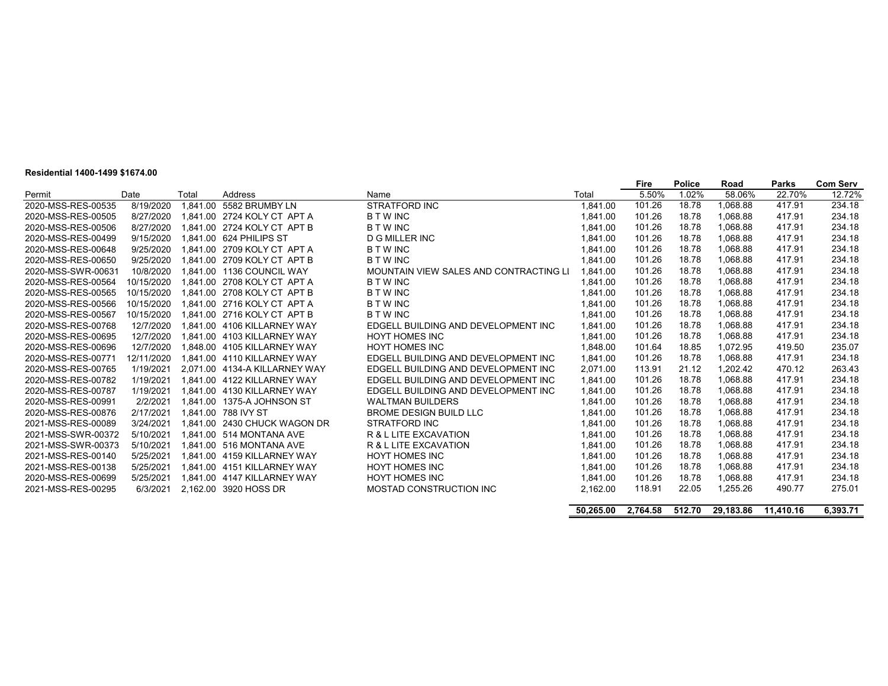**Residential 1400-1499 $1674.00**

| Permit | Date | Total | Address | Name | Total | Fire | Police | Road | Parks | Com Serv |
|---|---|---|---|---|---|---|---|---|---|---|
| | | | | | | 5.50% | 1.02% | 58.06% | 22.70% | 12.72% |
| 2020-MSS-RES-00535 | 8/19/2020 | 1,841.00 | 5582 BRUMBY LN | STRATFORD INC | 1,841.00 | 101.26 | 18.78 | 1,068.88 | 417.91 | 234.18 |
| 2020-MSS-RES-00505 | 8/27/2020 | 1,841.00 | 2724 KOLY CT APT A | B T W INC | 1,841.00 | 101.26 | 18.78 | 1,068.88 | 417.91 | 234.18 |
| 2020-MSS-RES-00506 | 8/27/2020 | 1,841.00 | 2724 KOLY CT APT B | B T W INC | 1,841.00 | 101.26 | 18.78 | 1,068.88 | 417.91 | 234.18 |
| 2020-MSS-RES-00499 | 9/15/2020 | 1,841.00 | 624 PHILIPS ST | D G MILLER INC | 1,841.00 | 101.26 | 18.78 | 1,068.88 | 417.91 | 234.18 |
| 2020-MSS-RES-00648 | 9/25/2020 | 1,841.00 | 2709 KOLY CT APT A | B T W INC | 1,841.00 | 101.26 | 18.78 | 1,068.88 | 417.91 | 234.18 |
| 2020-MSS-RES-00650 | 9/25/2020 | 1,841.00 | 2709 KOLY CT APT B | B T W INC | 1,841.00 | 101.26 | 18.78 | 1,068.88 | 417.91 | 234.18 |
| 2020-MSS-SWR-00631 | 10/8/2020 | 1,841.00 | 1136 COUNCIL WAY | MOUNTAIN VIEW SALES AND CONTRACTING LI | 1,841.00 | 101.26 | 18.78 | 1,068.88 | 417.91 | 234.18 |
| 2020-MSS-RES-00564 | 10/15/2020 | 1,841.00 | 2708 KOLY CT APT A | B T W INC | 1,841.00 | 101.26 | 18.78 | 1,068.88 | 417.91 | 234.18 |
| 2020-MSS-RES-00565 | 10/15/2020 | 1,841.00 | 2708 KOLY CT APT B | B T W INC | 1,841.00 | 101.26 | 18.78 | 1,068.88 | 417.91 | 234.18 |
| 2020-MSS-RES-00566 | 10/15/2020 | 1,841.00 | 2716 KOLY CT APT A | B T W INC | 1,841.00 | 101.26 | 18.78 | 1,068.88 | 417.91 | 234.18 |
| 2020-MSS-RES-00567 | 10/15/2020 | 1,841.00 | 2716 KOLY CT APT B | B T W INC | 1,841.00 | 101.26 | 18.78 | 1,068.88 | 417.91 | 234.18 |
| 2020-MSS-RES-00768 | 12/7/2020 | 1,841.00 | 4106 KILLARNEY WAY | EDGELL BUILDING AND DEVELOPMENT INC | 1,841.00 | 101.26 | 18.78 | 1,068.88 | 417.91 | 234.18 |
| 2020-MSS-RES-00695 | 12/7/2020 | 1,841.00 | 4103 KILLARNEY WAY | HOYT HOMES INC | 1,841.00 | 101.26 | 18.78 | 1,068.88 | 417.91 | 234.18 |
| 2020-MSS-RES-00696 | 12/7/2020 | 1,848.00 | 4105 KILLARNEY WAY | HOYT HOMES INC | 1,848.00 | 101.64 | 18.85 | 1,072.95 | 419.50 | 235.07 |
| 2020-MSS-RES-00771 | 12/11/2020 | 1,841.00 | 4110 KILLARNEY WAY | EDGELL BUILDING AND DEVELOPMENT INC | 1,841.00 | 101.26 | 18.78 | 1,068.88 | 417.91 | 234.18 |
| 2020-MSS-RES-00765 | 1/19/2021 | 2,071.00 | 4134-A KILLARNEY WAY | EDGELL BUILDING AND DEVELOPMENT INC | 2,071.00 | 113.91 | 21.12 | 1,202.42 | 470.12 | 263.43 |
| 2020-MSS-RES-00782 | 1/19/2021 | 1,841.00 | 4122 KILLARNEY WAY | EDGELL BUILDING AND DEVELOPMENT INC | 1,841.00 | 101.26 | 18.78 | 1,068.88 | 417.91 | 234.18 |
| 2020-MSS-RES-00787 | 1/19/2021 | 1,841.00 | 4130 KILLARNEY WAY | EDGELL BUILDING AND DEVELOPMENT INC | 1,841.00 | 101.26 | 18.78 | 1,068.88 | 417.91 | 234.18 |
| 2020-MSS-RES-00991 | 2/2/2021 | 1,841.00 | 1375-A JOHNSON ST | WALTMAN BUILDERS | 1,841.00 | 101.26 | 18.78 | 1,068.88 | 417.91 | 234.18 |
| 2020-MSS-RES-00876 | 2/17/2021 | 1,841.00 | 788 IVY ST | BROME DESIGN BUILD LLC | 1,841.00 | 101.26 | 18.78 | 1,068.88 | 417.91 | 234.18 |
| 2021-MSS-RES-00089 | 3/24/2021 | 1,841.00 | 2430 CHUCK WAGON DR | STRATFORD INC | 1,841.00 | 101.26 | 18.78 | 1,068.88 | 417.91 | 234.18 |
| 2021-MSS-SWR-00372 | 5/10/2021 | 1,841.00 | 514 MONTANA AVE | R & L LITE EXCAVATION | 1,841.00 | 101.26 | 18.78 | 1,068.88 | 417.91 | 234.18 |
| 2021-MSS-SWR-00373 | 5/10/2021 | 1,841.00 | 516 MONTANA AVE | R & L LITE EXCAVATION | 1,841.00 | 101.26 | 18.78 | 1,068.88 | 417.91 | 234.18 |
| 2021-MSS-RES-00140 | 5/25/2021 | 1,841.00 | 4159 KILLARNEY WAY | HOYT HOMES INC | 1,841.00 | 101.26 | 18.78 | 1,068.88 | 417.91 | 234.18 |
| 2021-MSS-RES-00138 | 5/25/2021 | 1,841.00 | 4151 KILLARNEY WAY | HOYT HOMES INC | 1,841.00 | 101.26 | 18.78 | 1,068.88 | 417.91 | 234.18 |
| 2020-MSS-RES-00699 | 5/25/2021 | 1,841.00 | 4147 KILLARNEY WAY | HOYT HOMES INC | 1,841.00 | 101.26 | 18.78 | 1,068.88 | 417.91 | 234.18 |
| 2021-MSS-RES-00295 | 6/3/2021 | 2,162.00 | 3920 HOSS DR | MOSTAD CONSTRUCTION INC | 2,162.00 | 118.91 | 22.05 | 1,255.26 | 490.77 | 275.01 |
| | | | | | **50,265.00** | **2,764.58** | **512.70** | **29,183.86** | **11,410.16** | **6,393.71** |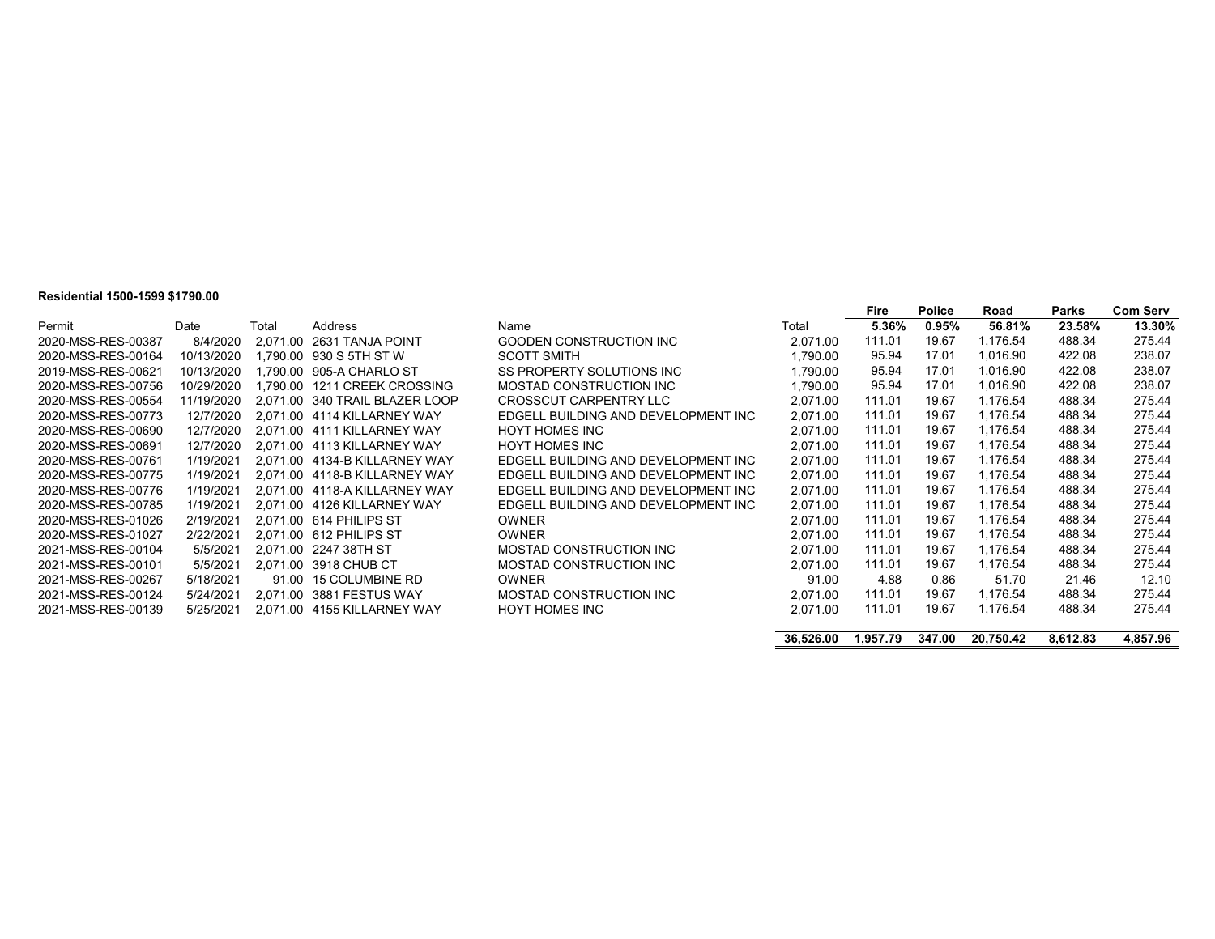**Residential 1500-1599 $1790.00**

| Permit | Date | Total | Address | Name | Total | Fire 5.36% | Police 0.95% | Road 56.81% | Parks 23.58% | Com Serv 13.30% |
|---|---|---|---|---|---|---|---|---|---|---|
| 2020-MSS-RES-00387 | 8/4/2020 | 2,071.00 | 2631 TANJA POINT | GOODEN CONSTRUCTION INC | 2,071.00 | 111.01 | 19.67 | 1,176.54 | 488.34 | 275.44 |
| 2020-MSS-RES-00164 | 10/13/2020 | 1,790.00 | 930 S 5TH ST W | SCOTT SMITH | 1,790.00 | 95.94 | 17.01 | 1,016.90 | 422.08 | 238.07 |
| 2019-MSS-RES-00621 | 10/13/2020 | 1,790.00 | 905-A CHARLO ST | SS PROPERTY SOLUTIONS INC | 1,790.00 | 95.94 | 17.01 | 1,016.90 | 422.08 | 238.07 |
| 2020-MSS-RES-00756 | 10/29/2020 | 1,790.00 | 1211 CREEK CROSSING | MOSTAD CONSTRUCTION INC | 1,790.00 | 95.94 | 17.01 | 1,016.90 | 422.08 | 238.07 |
| 2020-MSS-RES-00554 | 11/19/2020 | 2,071.00 | 340 TRAIL BLAZER LOOP | CROSSCUT CARPENTRY LLC | 2,071.00 | 111.01 | 19.67 | 1,176.54 | 488.34 | 275.44 |
| 2020-MSS-RES-00773 | 12/7/2020 | 2,071.00 | 4114 KILLARNEY WAY | EDGELL BUILDING AND DEVELOPMENT INC | 2,071.00 | 111.01 | 19.67 | 1,176.54 | 488.34 | 275.44 |
| 2020-MSS-RES-00690 | 12/7/2020 | 2,071.00 | 4111 KILLARNEY WAY | HOYT HOMES INC | 2,071.00 | 111.01 | 19.67 | 1,176.54 | 488.34 | 275.44 |
| 2020-MSS-RES-00691 | 12/7/2020 | 2,071.00 | 4113 KILLARNEY WAY | HOYT HOMES INC | 2,071.00 | 111.01 | 19.67 | 1,176.54 | 488.34 | 275.44 |
| 2020-MSS-RES-00761 | 1/19/2021 | 2,071.00 | 4134-B KILLARNEY WAY | EDGELL BUILDING AND DEVELOPMENT INC | 2,071.00 | 111.01 | 19.67 | 1,176.54 | 488.34 | 275.44 |
| 2020-MSS-RES-00775 | 1/19/2021 | 2,071.00 | 4118-B KILLARNEY WAY | EDGELL BUILDING AND DEVELOPMENT INC | 2,071.00 | 111.01 | 19.67 | 1,176.54 | 488.34 | 275.44 |
| 2020-MSS-RES-00776 | 1/19/2021 | 2,071.00 | 4118-A KILLARNEY WAY | EDGELL BUILDING AND DEVELOPMENT INC | 2,071.00 | 111.01 | 19.67 | 1,176.54 | 488.34 | 275.44 |
| 2020-MSS-RES-00785 | 1/19/2021 | 2,071.00 | 4126 KILLARNEY WAY | EDGELL BUILDING AND DEVELOPMENT INC | 2,071.00 | 111.01 | 19.67 | 1,176.54 | 488.34 | 275.44 |
| 2020-MSS-RES-01026 | 2/19/2021 | 2,071.00 | 614 PHILIPS ST | OWNER | 2,071.00 | 111.01 | 19.67 | 1,176.54 | 488.34 | 275.44 |
| 2020-MSS-RES-01027 | 2/22/2021 | 2,071.00 | 612 PHILIPS ST | OWNER | 2,071.00 | 111.01 | 19.67 | 1,176.54 | 488.34 | 275.44 |
| 2021-MSS-RES-00104 | 5/5/2021 | 2,071.00 | 2247 38TH ST | MOSTAD CONSTRUCTION INC | 2,071.00 | 111.01 | 19.67 | 1,176.54 | 488.34 | 275.44 |
| 2021-MSS-RES-00101 | 5/5/2021 | 2,071.00 | 3918 CHUB CT | MOSTAD CONSTRUCTION INC | 2,071.00 | 111.01 | 19.67 | 1,176.54 | 488.34 | 275.44 |
| 2021-MSS-RES-00267 | 5/18/2021 | 91.00 | 15 COLUMBINE RD | OWNER | 91.00 | 4.88 | 0.86 | 51.70 | 21.46 | 12.10 |
| 2021-MSS-RES-00124 | 5/24/2021 | 2,071.00 | 3881 FESTUS WAY | MOSTAD CONSTRUCTION INC | 2,071.00 | 111.01 | 19.67 | 1,176.54 | 488.34 | 275.44 |
| 2021-MSS-RES-00139 | 5/25/2021 | 2,071.00 | 4155 KILLARNEY WAY | HOYT HOMES INC | 2,071.00 | 111.01 | 19.67 | 1,176.54 | 488.34 | 275.44 |
| | | | | | **36,526.00** | **1,957.79** | **347.00** | **20,750.42** | **8,612.83** | **4,857.96** |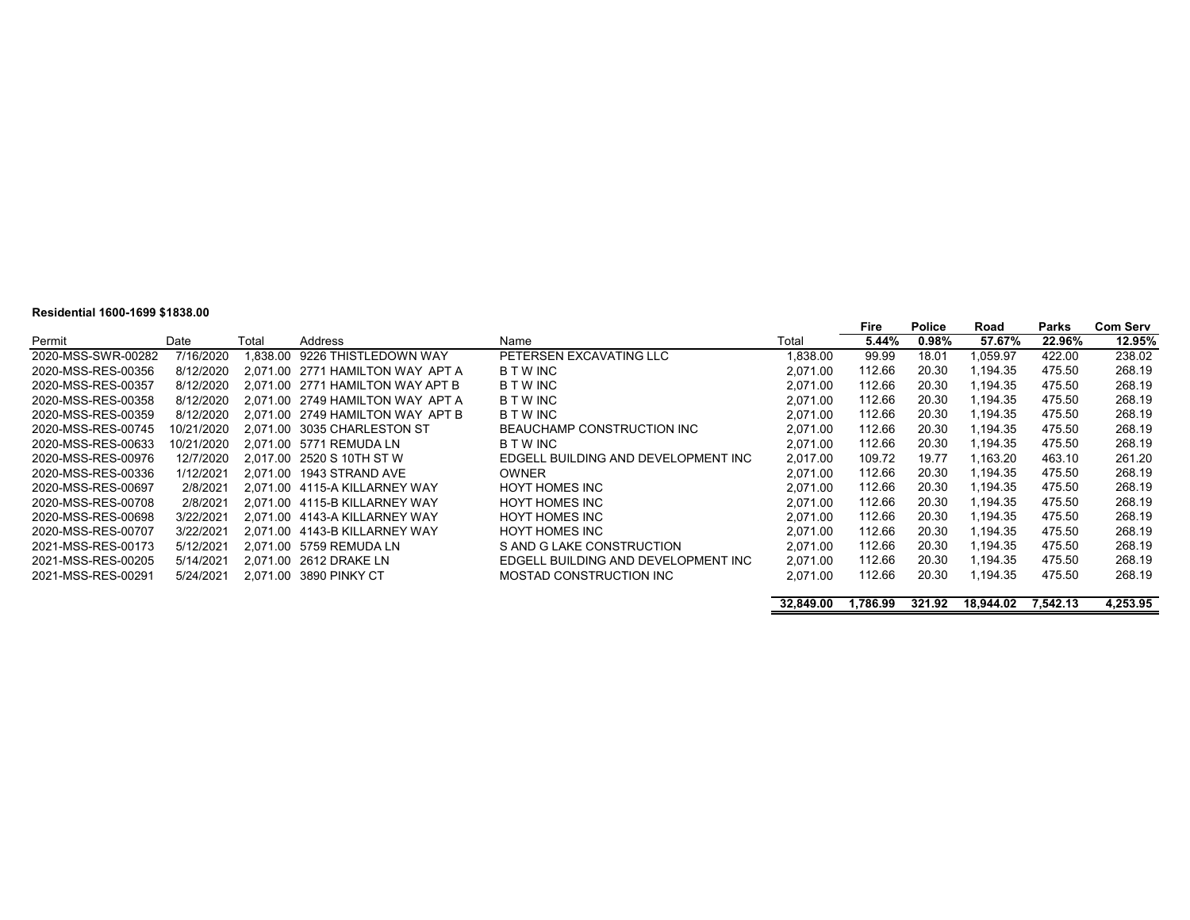**Residential 1600-1699 $1838.00**

| Permit | Date | Total | Address | Name | Total | Fire 5.44% | Police 0.98% | Road 57.67% | Parks 22.96% | Com Serv 12.95% |
|---|---|---|---|---|---|---|---|---|---|---|
| 2020-MSS-SWR-00282 | 7/16/2020 | 1,838.00 | 9226 THISTLEDOWN WAY | PETERSEN EXCAVATING LLC | 1,838.00 | 99.99 | 18.01 | 1,059.97 | 422.00 | 238.02 |
| 2020-MSS-RES-00356 | 8/12/2020 | 2,071.00 | 2771 HAMILTON WAY APT A | B T W INC | 2,071.00 | 112.66 | 20.30 | 1,194.35 | 475.50 | 268.19 |
| 2020-MSS-RES-00357 | 8/12/2020 | 2,071.00 | 2771 HAMILTON WAY APT B | B T W INC | 2,071.00 | 112.66 | 20.30 | 1,194.35 | 475.50 | 268.19 |
| 2020-MSS-RES-00358 | 8/12/2020 | 2,071.00 | 2749 HAMILTON WAY APT A | B T W INC | 2,071.00 | 112.66 | 20.30 | 1,194.35 | 475.50 | 268.19 |
| 2020-MSS-RES-00359 | 8/12/2020 | 2,071.00 | 2749 HAMILTON WAY APT B | B T W INC | 2,071.00 | 112.66 | 20.30 | 1,194.35 | 475.50 | 268.19 |
| 2020-MSS-RES-00745 | 10/21/2020 | 2,071.00 | 3035 CHARLESTON ST | BEAUCHAMP CONSTRUCTION INC | 2,071.00 | 112.66 | 20.30 | 1,194.35 | 475.50 | 268.19 |
| 2020-MSS-RES-00633 | 10/21/2020 | 2,071.00 | 5771 REMUDA LN | B T W INC | 2,071.00 | 112.66 | 20.30 | 1,194.35 | 475.50 | 268.19 |
| 2020-MSS-RES-00976 | 12/7/2020 | 2,017.00 | 2520 S 10TH ST W | EDGELL BUILDING AND DEVELOPMENT INC | 2,017.00 | 109.72 | 19.77 | 1,163.20 | 463.10 | 261.20 |
| 2020-MSS-RES-00336 | 1/12/2021 | 2,071.00 | 1943 STRAND AVE | OWNER | 2,071.00 | 112.66 | 20.30 | 1,194.35 | 475.50 | 268.19 |
| 2020-MSS-RES-00697 | 2/8/2021 | 2,071.00 | 4115-A KILLARNEY WAY | HOYT HOMES INC | 2,071.00 | 112.66 | 20.30 | 1,194.35 | 475.50 | 268.19 |
| 2020-MSS-RES-00708 | 2/8/2021 | 2,071.00 | 4115-B KILLARNEY WAY | HOYT HOMES INC | 2,071.00 | 112.66 | 20.30 | 1,194.35 | 475.50 | 268.19 |
| 2020-MSS-RES-00698 | 3/22/2021 | 2,071.00 | 4143-A KILLARNEY WAY | HOYT HOMES INC | 2,071.00 | 112.66 | 20.30 | 1,194.35 | 475.50 | 268.19 |
| 2020-MSS-RES-00707 | 3/22/2021 | 2,071.00 | 4143-B KILLARNEY WAY | HOYT HOMES INC | 2,071.00 | 112.66 | 20.30 | 1,194.35 | 475.50 | 268.19 |
| 2021-MSS-RES-00173 | 5/12/2021 | 2,071.00 | 5759 REMUDA LN | S AND G LAKE CONSTRUCTION | 2,071.00 | 112.66 | 20.30 | 1,194.35 | 475.50 | 268.19 |
| 2021-MSS-RES-00205 | 5/14/2021 | 2,071.00 | 2612 DRAKE LN | EDGELL BUILDING AND DEVELOPMENT INC | 2,071.00 | 112.66 | 20.30 | 1,194.35 | 475.50 | 268.19 |
| 2021-MSS-RES-00291 | 5/24/2021 | 2,071.00 | 3890 PINKY CT | MOSTAD CONSTRUCTION INC | 2,071.00 | 112.66 | 20.30 | 1,194.35 | 475.50 | 268.19 |
| | | | | | **32,849.00** | **1,786.99** | **321.92** | **18,944.02** | **7,542.13** | **4,253.95** |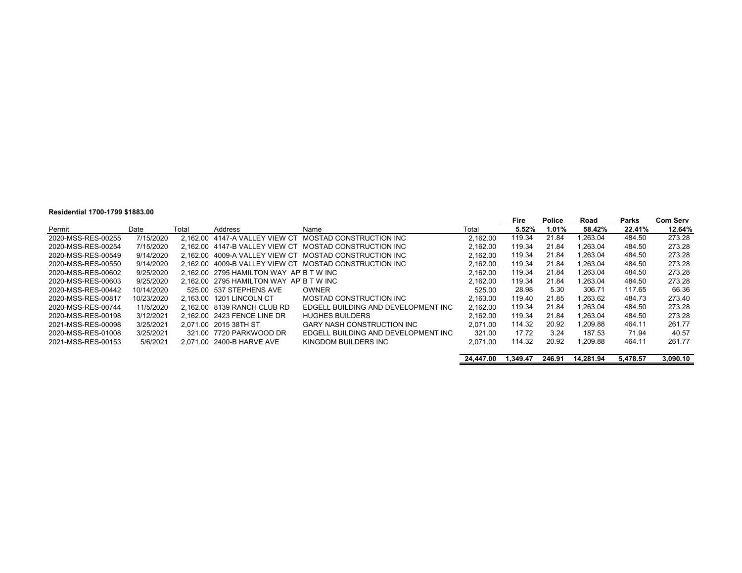**Residential 1700-1799 $1883.00**

| Permit | Date | Total | Address | Name | Total | Fire 5.52% | Police 1.01% | Road 58.42% | Parks 22.41% | Com Serv 12.64% |
|---|---|---|---|---|---|---|---|---|---|---|
| 2020-MSS-RES-00255 | 7/15/2020 | 2,162.00 | 4147-A VALLEY VIEW CT | MOSTAD CONSTRUCTION INC | 2,162.00 | 119.34 | 21.84 | 1,263.04 | 484.50 | 273.28 |
| 2020-MSS-RES-00254 | 7/15/2020 | 2,162.00 | 4147-B VALLEY VIEW CT | MOSTAD CONSTRUCTION INC | 2,162.00 | 119.34 | 21.84 | 1,263.04 | 484.50 | 273.28 |
| 2020-MSS-RES-00549 | 9/14/2020 | 2,162.00 | 4009-A VALLEY VIEW CT | MOSTAD CONSTRUCTION INC | 2,162.00 | 119.34 | 21.84 | 1,263.04 | 484.50 | 273.28 |
| 2020-MSS-RES-00550 | 9/14/2020 | 2,162.00 | 4009-B VALLEY VIEW CT | MOSTAD CONSTRUCTION INC | 2,162.00 | 119.34 | 21.84 | 1,263.04 | 484.50 | 273.28 |
| 2020-MSS-RES-00602 | 9/25/2020 | 2,162.00 | 2795 HAMILTON WAY AP | B T W INC | 2,162.00 | 119.34 | 21.84 | 1,263.04 | 484.50 | 273.28 |
| 2020-MSS-RES-00603 | 9/25/2020 | 2,162.00 | 2795 HAMILTON WAY AP | B T W INC | 2,162.00 | 119.34 | 21.84 | 1,263.04 | 484.50 | 273.28 |
| 2020-MSS-RES-00442 | 10/14/2020 | 525.00 | 537 STEPHENS AVE | OWNER | 525.00 | 28.98 | 5.30 | 306.71 | 117.65 | 66.36 |
| 2020-MSS-RES-00817 | 10/23/2020 | 2,163.00 | 1201 LINCOLN CT | MOSTAD CONSTRUCTION INC | 2,163.00 | 119.40 | 21.85 | 1,263.62 | 484.73 | 273.40 |
| 2020-MSS-RES-00744 | 11/5/2020 | 2,162.00 | 8139 RANCH CLUB RD | EDGELL BUILDING AND DEVELOPMENT INC | 2,162.00 | 119.34 | 21.84 | 1,263.04 | 484.50 | 273.28 |
| 2020-MSS-RES-00198 | 3/12/2021 | 2,162.00 | 2423 FENCE LINE DR | HUGHES BUILDERS | 2,162.00 | 119.34 | 21.84 | 1,263.04 | 484.50 | 273.28 |
| 2021-MSS-RES-00098 | 3/25/2021 | 2,071.00 | 2015 38TH ST | GARY NASH CONSTRUCTION INC | 2,071.00 | 114.32 | 20.92 | 1,209.88 | 464.11 | 261.77 |
| 2020-MSS-RES-01008 | 3/25/2021 | 321.00 | 7720 PARKWOOD DR | EDGELL BUILDING AND DEVELOPMENT INC | 321.00 | 17.72 | 3.24 | 187.53 | 71.94 | 40.57 |
| 2021-MSS-RES-00153 | 5/6/2021 | 2,071.00 | 2400-B HARVE AVE | KINGDOM BUILDERS INC | 2,071.00 | 114.32 | 20.92 | 1,209.88 | 464.11 | 261.77 |
| | | | | | 24,447.00 | 1,349.47 | 246.91 | 14,281.94 | 5,478.57 | 3,090.10 |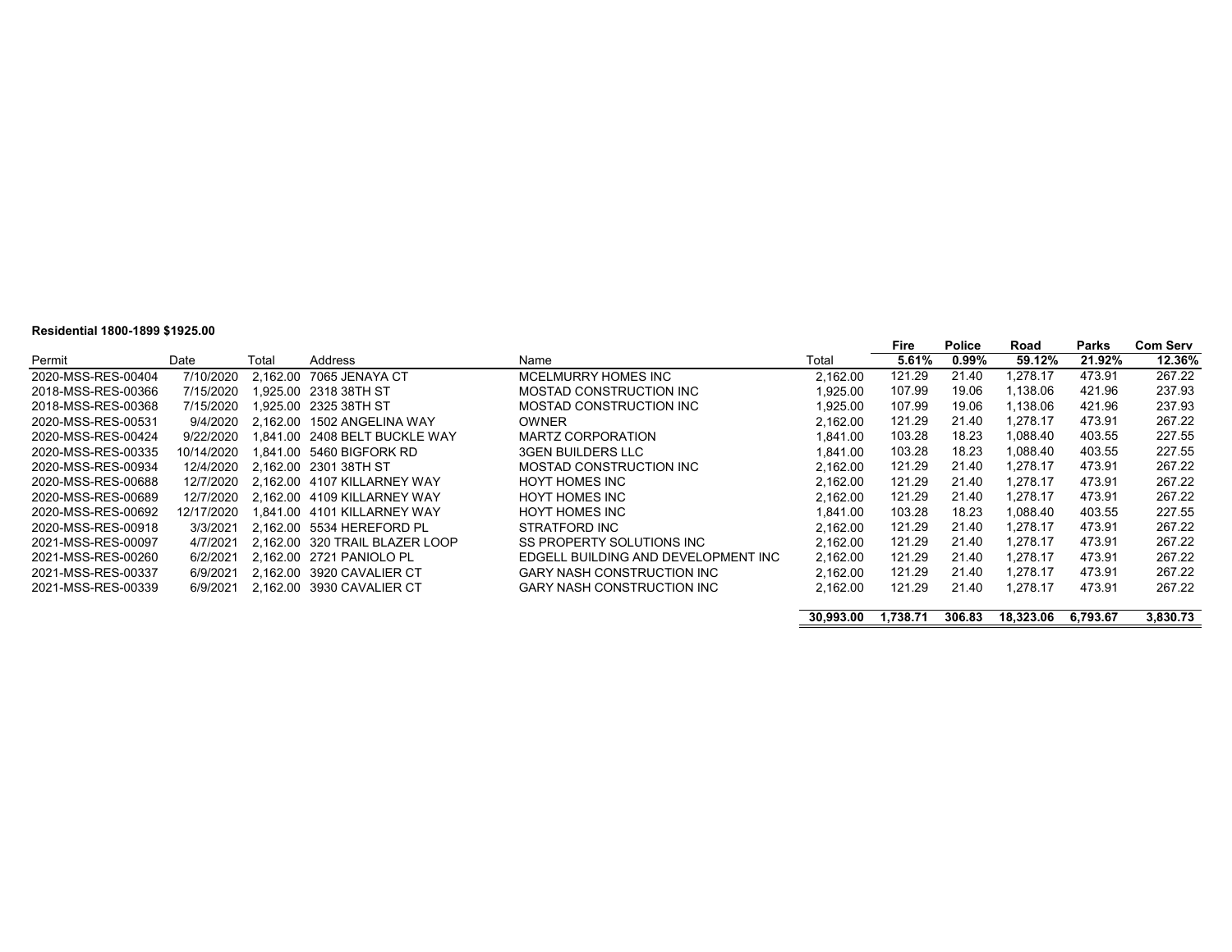**Residential 1800-1899 $1925.00**

| Permit | Date | Total | Address | Name | Total | Fire 5.61% | Police 0.99% | Road 59.12% | Parks 21.92% | Com Serv 12.36% |
|---|---|---|---|---|---|---|---|---|---|---|
| 2020-MSS-RES-00404 | 7/10/2020 | 2,162.00 | 7065 JENAYA CT | MCELMURRY HOMES INC | 2,162.00 | 121.29 | 21.40 | 1,278.17 | 473.91 | 267.22 |
| 2018-MSS-RES-00366 | 7/15/2020 | 1,925.00 | 2318 38TH ST | MOSTAD CONSTRUCTION INC | 1,925.00 | 107.99 | 19.06 | 1,138.06 | 421.96 | 237.93 |
| 2018-MSS-RES-00368 | 7/15/2020 | 1,925.00 | 2325 38TH ST | MOSTAD CONSTRUCTION INC | 1,925.00 | 107.99 | 19.06 | 1,138.06 | 421.96 | 237.93 |
| 2020-MSS-RES-00531 | 9/4/2020 | 2,162.00 | 1502 ANGELINA WAY | OWNER | 2,162.00 | 121.29 | 21.40 | 1,278.17 | 473.91 | 267.22 |
| 2020-MSS-RES-00424 | 9/22/2020 | 1,841.00 | 2408 BELT BUCKLE WAY | MARTZ CORPORATION | 1,841.00 | 103.28 | 18.23 | 1,088.40 | 403.55 | 227.55 |
| 2020-MSS-RES-00335 | 10/14/2020 | 1,841.00 | 5460 BIGFORK RD | 3GEN BUILDERS LLC | 1,841.00 | 103.28 | 18.23 | 1,088.40 | 403.55 | 227.55 |
| 2020-MSS-RES-00934 | 12/4/2020 | 2,162.00 | 2301 38TH ST | MOSTAD CONSTRUCTION INC | 2,162.00 | 121.29 | 21.40 | 1,278.17 | 473.91 | 267.22 |
| 2020-MSS-RES-00688 | 12/7/2020 | 2,162.00 | 4107 KILLARNEY WAY | HOYT HOMES INC | 2,162.00 | 121.29 | 21.40 | 1,278.17 | 473.91 | 267.22 |
| 2020-MSS-RES-00689 | 12/7/2020 | 2,162.00 | 4109 KILLARNEY WAY | HOYT HOMES INC | 2,162.00 | 121.29 | 21.40 | 1,278.17 | 473.91 | 267.22 |
| 2020-MSS-RES-00692 | 12/17/2020 | 1,841.00 | 4101 KILLARNEY WAY | HOYT HOMES INC | 1,841.00 | 103.28 | 18.23 | 1,088.40 | 403.55 | 227.55 |
| 2020-MSS-RES-00918 | 3/3/2021 | 2,162.00 | 5534 HEREFORD PL | STRATFORD INC | 2,162.00 | 121.29 | 21.40 | 1,278.17 | 473.91 | 267.22 |
| 2021-MSS-RES-00097 | 4/7/2021 | 2,162.00 | 320 TRAIL BLAZER LOOP | SS PROPERTY SOLUTIONS INC | 2,162.00 | 121.29 | 21.40 | 1,278.17 | 473.91 | 267.22 |
| 2021-MSS-RES-00260 | 6/2/2021 | 2,162.00 | 2721 PANIOLO PL | EDGELL BUILDING AND DEVELOPMENT INC | 2,162.00 | 121.29 | 21.40 | 1,278.17 | 473.91 | 267.22 |
| 2021-MSS-RES-00337 | 6/9/2021 | 2,162.00 | 3920 CAVALIER CT | GARY NASH CONSTRUCTION INC | 2,162.00 | 121.29 | 21.40 | 1,278.17 | 473.91 | 267.22 |
| 2021-MSS-RES-00339 | 6/9/2021 | 2,162.00 | 3930 CAVALIER CT | GARY NASH CONSTRUCTION INC | 2,162.00 | 121.29 | 21.40 | 1,278.17 | 473.91 | 267.22 |
| | | | | | **30,993.00** | **1,738.71** | **306.83** | **18,323.06** | **6,793.67** | **3,830.73** |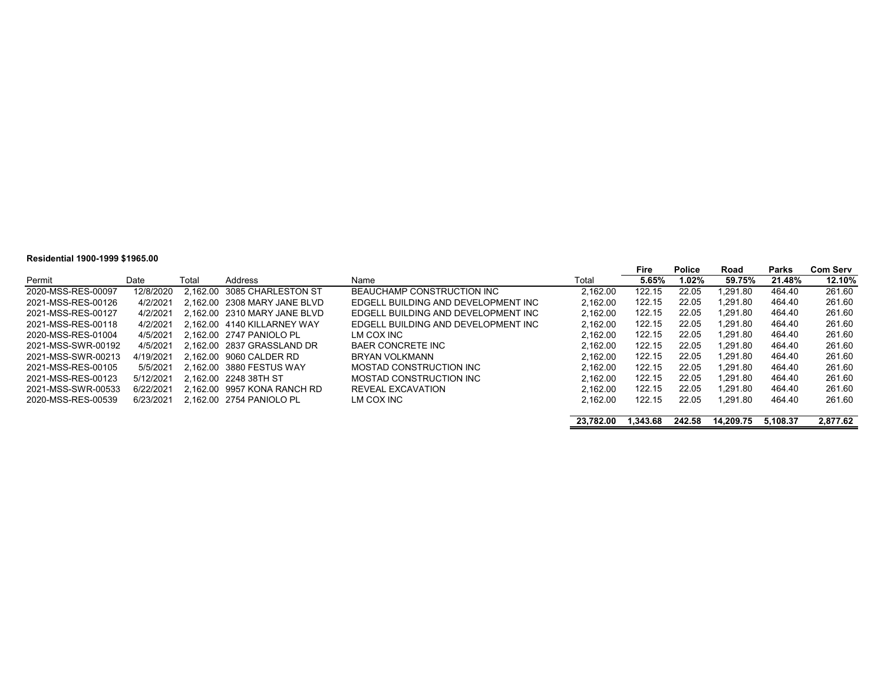**Residential 1900-1999 $1965.00**

| Permit | Date | Total | Address | Name | Total | Fire 5.65% | Police 1.02% | Road 59.75% | Parks 21.48% | Com Serv 12.10% |
|---|---|---|---|---|---|---|---|---|---|---|
| 2020-MSS-RES-00097 | 12/8/2020 | 2,162.00 | 3085 CHARLESTON ST | BEAUCHAMP CONSTRUCTION INC | 2,162.00 | 122.15 | 22.05 | 1,291.80 | 464.40 | 261.60 |
| 2021-MSS-RES-00126 | 4/2/2021 | 2,162.00 | 2308 MARY JANE BLVD | EDGELL BUILDING AND DEVELOPMENT INC | 2,162.00 | 122.15 | 22.05 | 1,291.80 | 464.40 | 261.60 |
| 2021-MSS-RES-00127 | 4/2/2021 | 2,162.00 | 2310 MARY JANE BLVD | EDGELL BUILDING AND DEVELOPMENT INC | 2,162.00 | 122.15 | 22.05 | 1,291.80 | 464.40 | 261.60 |
| 2021-MSS-RES-00118 | 4/2/2021 | 2,162.00 | 4140 KILLARNEY WAY | EDGELL BUILDING AND DEVELOPMENT INC | 2,162.00 | 122.15 | 22.05 | 1,291.80 | 464.40 | 261.60 |
| 2020-MSS-RES-01004 | 4/5/2021 | 2,162.00 | 2747 PANIOLO PL | LM COX INC | 2,162.00 | 122.15 | 22.05 | 1,291.80 | 464.40 | 261.60 |
| 2021-MSS-SWR-00192 | 4/5/2021 | 2,162.00 | 2837 GRASSLAND DR | BAER CONCRETE INC | 2,162.00 | 122.15 | 22.05 | 1,291.80 | 464.40 | 261.60 |
| 2021-MSS-SWR-00213 | 4/19/2021 | 2,162.00 | 9060 CALDER RD | BRYAN VOLKMANN | 2,162.00 | 122.15 | 22.05 | 1,291.80 | 464.40 | 261.60 |
| 2021-MSS-RES-00105 | 5/5/2021 | 2,162.00 | 3880 FESTUS WAY | MOSTAD CONSTRUCTION INC | 2,162.00 | 122.15 | 22.05 | 1,291.80 | 464.40 | 261.60 |
| 2021-MSS-RES-00123 | 5/12/2021 | 2,162.00 | 2248 38TH ST | MOSTAD CONSTRUCTION INC | 2,162.00 | 122.15 | 22.05 | 1,291.80 | 464.40 | 261.60 |
| 2021-MSS-SWR-00533 | 6/22/2021 | 2,162.00 | 9957 KONA RANCH RD | REVEAL EXCAVATION | 2,162.00 | 122.15 | 22.05 | 1,291.80 | 464.40 | 261.60 |
| 2020-MSS-RES-00539 | 6/23/2021 | 2,162.00 | 2754 PANIOLO PL | LM COX INC | 2,162.00 | 122.15 | 22.05 | 1,291.80 | 464.40 | 261.60 |
| | | | | | **23,782.00** | **1,343.68** | **242.58** | **14,209.75** | **5,108.37** | **2,877.62** |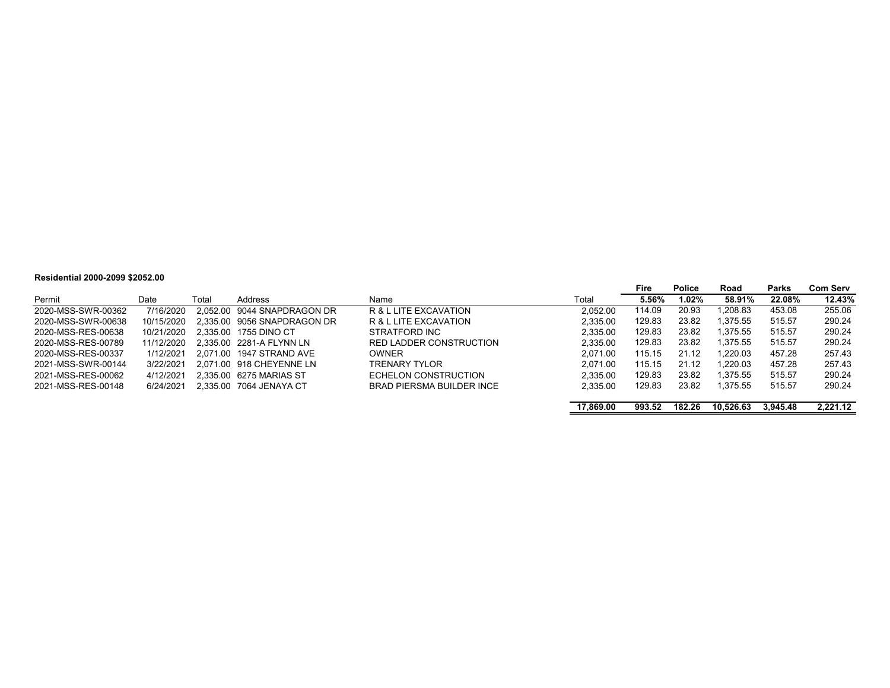**Residential 2000-2099 $2052.00**

| Permit | Date | Total | Address | Name | Total | Fire 5.56% | Police 1.02% | Road 58.91% | Parks 22.08% | Com Serv 12.43% |
|---|---|---|---|---|---|---|---|---|---|---|
| 2020-MSS-SWR-00362 | 7/16/2020 | 2,052.00 | 9044 SNAPDRAGON DR | R & L LITE EXCAVATION | 2,052.00 | 114.09 | 20.93 | 1,208.83 | 453.08 | 255.06 |
| 2020-MSS-SWR-00638 | 10/15/2020 | 2,335.00 | 9056 SNAPDRAGON DR | R & L LITE EXCAVATION | 2,335.00 | 129.83 | 23.82 | 1,375.55 | 515.57 | 290.24 |
| 2020-MSS-RES-00638 | 10/21/2020 | 2,335.00 | 1755 DINO CT | STRATFORD INC | 2,335.00 | 129.83 | 23.82 | 1,375.55 | 515.57 | 290.24 |
| 2020-MSS-RES-00789 | 11/12/2020 | 2,335.00 | 2281-A FLYNN LN | RED LADDER CONSTRUCTION | 2,335.00 | 129.83 | 23.82 | 1,375.55 | 515.57 | 290.24 |
| 2020-MSS-RES-00337 | 1/12/2021 | 2,071.00 | 1947 STRAND AVE | OWNER | 2,071.00 | 115.15 | 21.12 | 1,220.03 | 457.28 | 257.43 |
| 2021-MSS-SWR-00144 | 3/22/2021 | 2,071.00 | 918 CHEYENNE LN | TRENARY TYLOR | 2,071.00 | 115.15 | 21.12 | 1,220.03 | 457.28 | 257.43 |
| 2021-MSS-RES-00062 | 4/12/2021 | 2,335.00 | 6275 MARIAS ST | ECHELON CONSTRUCTION | 2,335.00 | 129.83 | 23.82 | 1,375.55 | 515.57 | 290.24 |
| 2021-MSS-RES-00148 | 6/24/2021 | 2,335.00 | 7064 JENAYA CT | BRAD PIERSMA BUILDER INCE | 2,335.00 | 129.83 | 23.82 | 1,375.55 | 515.57 | 290.24 |
| | | | | | **17,869.00** | **993.52** | **182.26** | **10,526.63** | **3,945.48** | **2,221.12** |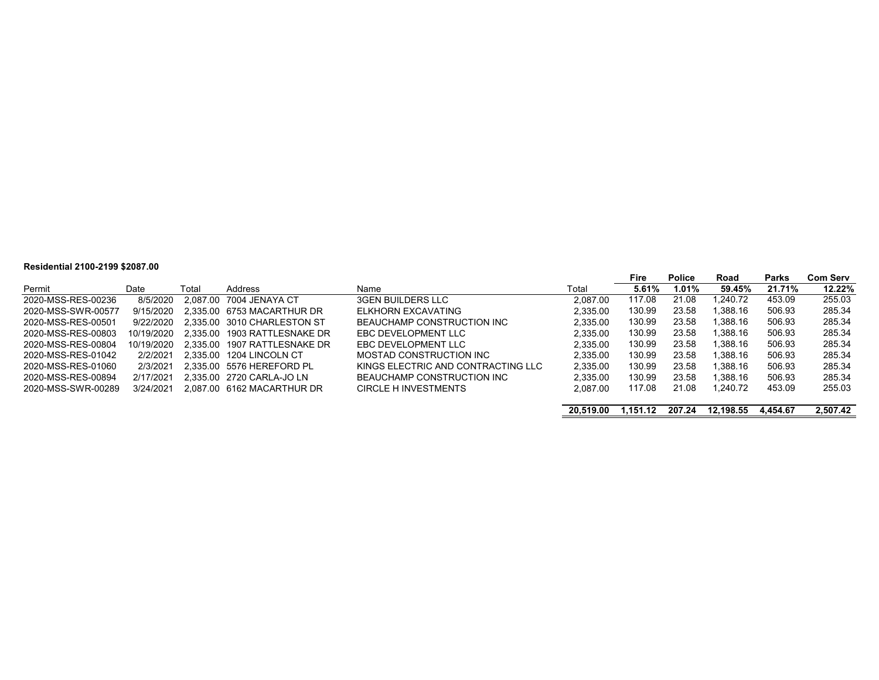**Residential 2100-2199 $2087.00**

| Permit | Date | Total | Address | Name | Total | Fire | Police | Road | Parks | Com Serv |
|---|---|---|---|---|---|---|---|---|---|---|
| | | | | | | **5.61%** | **1.01%** | **59.45%** | **21.71%** | **12.22%** |
| 2020-MSS-RES-00236 | 8/5/2020 | 2,087.00 | 7004 JENAYA CT | 3GEN BUILDERS LLC | 2,087.00 | 117.08 | 21.08 | 1,240.72 | 453.09 | 255.03 |
| 2020-MSS-SWR-00577 | 9/15/2020 | 2,335.00 | 6753 MACARTHUR DR | ELKHORN EXCAVATING | 2,335.00 | 130.99 | 23.58 | 1,388.16 | 506.93 | 285.34 |
| 2020-MSS-RES-00501 | 9/22/2020 | 2,335.00 | 3010 CHARLESTON ST | BEAUCHAMP CONSTRUCTION INC | 2,335.00 | 130.99 | 23.58 | 1,388.16 | 506.93 | 285.34 |
| 2020-MSS-RES-00803 | 10/19/2020 | 2,335.00 | 1903 RATTLESNAKE DR | EBC DEVELOPMENT LLC | 2,335.00 | 130.99 | 23.58 | 1,388.16 | 506.93 | 285.34 |
| 2020-MSS-RES-00804 | 10/19/2020 | 2,335.00 | 1907 RATTLESNAKE DR | EBC DEVELOPMENT LLC | 2,335.00 | 130.99 | 23.58 | 1,388.16 | 506.93 | 285.34 |
| 2020-MSS-RES-01042 | 2/2/2021 | 2,335.00 | 1204 LINCOLN CT | MOSTAD CONSTRUCTION INC | 2,335.00 | 130.99 | 23.58 | 1,388.16 | 506.93 | 285.34 |
| 2020-MSS-RES-01060 | 2/3/2021 | 2,335.00 | 5576 HEREFORD PL | KINGS ELECTRIC AND CONTRACTING LLC | 2,335.00 | 130.99 | 23.58 | 1,388.16 | 506.93 | 285.34 |
| 2020-MSS-RES-00894 | 2/17/2021 | 2,335.00 | 2720 CARLA-JO LN | BEAUCHAMP CONSTRUCTION INC | 2,335.00 | 130.99 | 23.58 | 1,388.16 | 506.93 | 285.34 |
| 2020-MSS-SWR-00289 | 3/24/2021 | 2,087.00 | 6162 MACARTHUR DR | CIRCLE H INVESTMENTS | 2,087.00 | 117.08 | 21.08 | 1,240.72 | 453.09 | 255.03 |
| | | | | | **20,519.00** | **1,151.12** | **207.24** | **12,198.55** | **4,454.67** | **2,507.42** |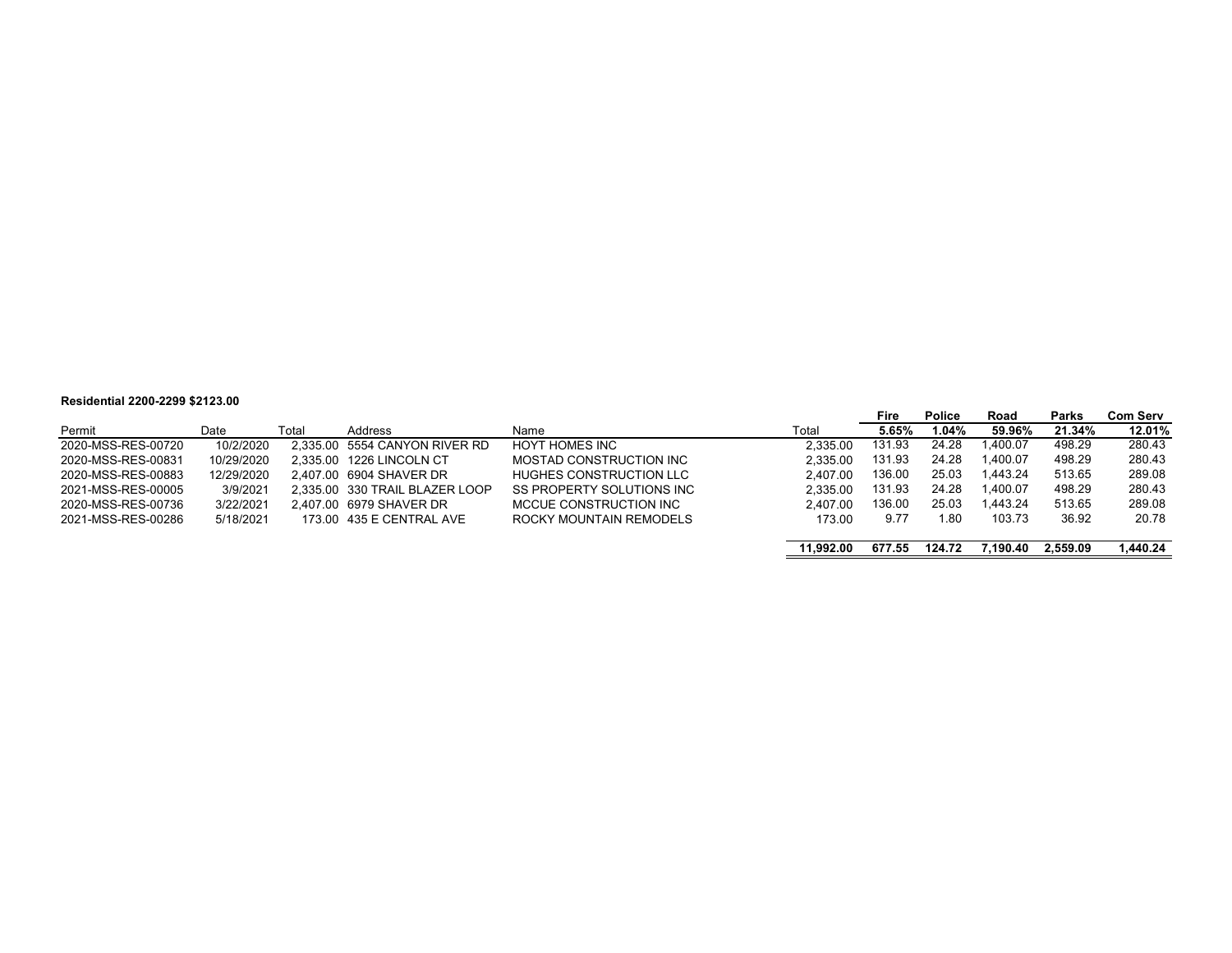**Residential 2200-2299 $2123.00**

| Permit | Date | Total | Address | Name | Total | Fire 5.65% | Police 1.04% | Road 59.96% | Parks 21.34% | Com Serv 12.01% |
|---|---|---|---|---|---|---|---|---|---|---|
| 2020-MSS-RES-00720 | 10/2/2020 | 2,335.00 | 5554 CANYON RIVER RD | HOYT HOMES INC | 2,335.00 | 131.93 | 24.28 | 1,400.07 | 498.29 | 280.43 |
| 2020-MSS-RES-00831 | 10/29/2020 | 2,335.00 | 1226 LINCOLN CT | MOSTAD CONSTRUCTION INC | 2,335.00 | 131.93 | 24.28 | 1,400.07 | 498.29 | 280.43 |
| 2020-MSS-RES-00883 | 12/29/2020 | 2,407.00 | 6904 SHAVER DR | HUGHES CONSTRUCTION LLC | 2,407.00 | 136.00 | 25.03 | 1,443.24 | 513.65 | 289.08 |
| 2021-MSS-RES-00005 | 3/9/2021 | 2,335.00 | 330 TRAIL BLAZER LOOP | SS PROPERTY SOLUTIONS INC | 2,335.00 | 131.93 | 24.28 | 1,400.07 | 498.29 | 280.43 |
| 2020-MSS-RES-00736 | 3/22/2021 | 2,407.00 | 6979 SHAVER DR | MCCUE CONSTRUCTION INC | 2,407.00 | 136.00 | 25.03 | 1,443.24 | 513.65 | 289.08 |
| 2021-MSS-RES-00286 | 5/18/2021 | 173.00 | 435 E CENTRAL AVE | ROCKY MOUNTAIN REMODELS | 173.00 | 9.77 | 1.80 | 103.73 | 36.92 | 20.78 |
| | | | | | **11,992.00** | **677.55** | **124.72** | **7,190.40** | **2,559.09** | **1,440.24** |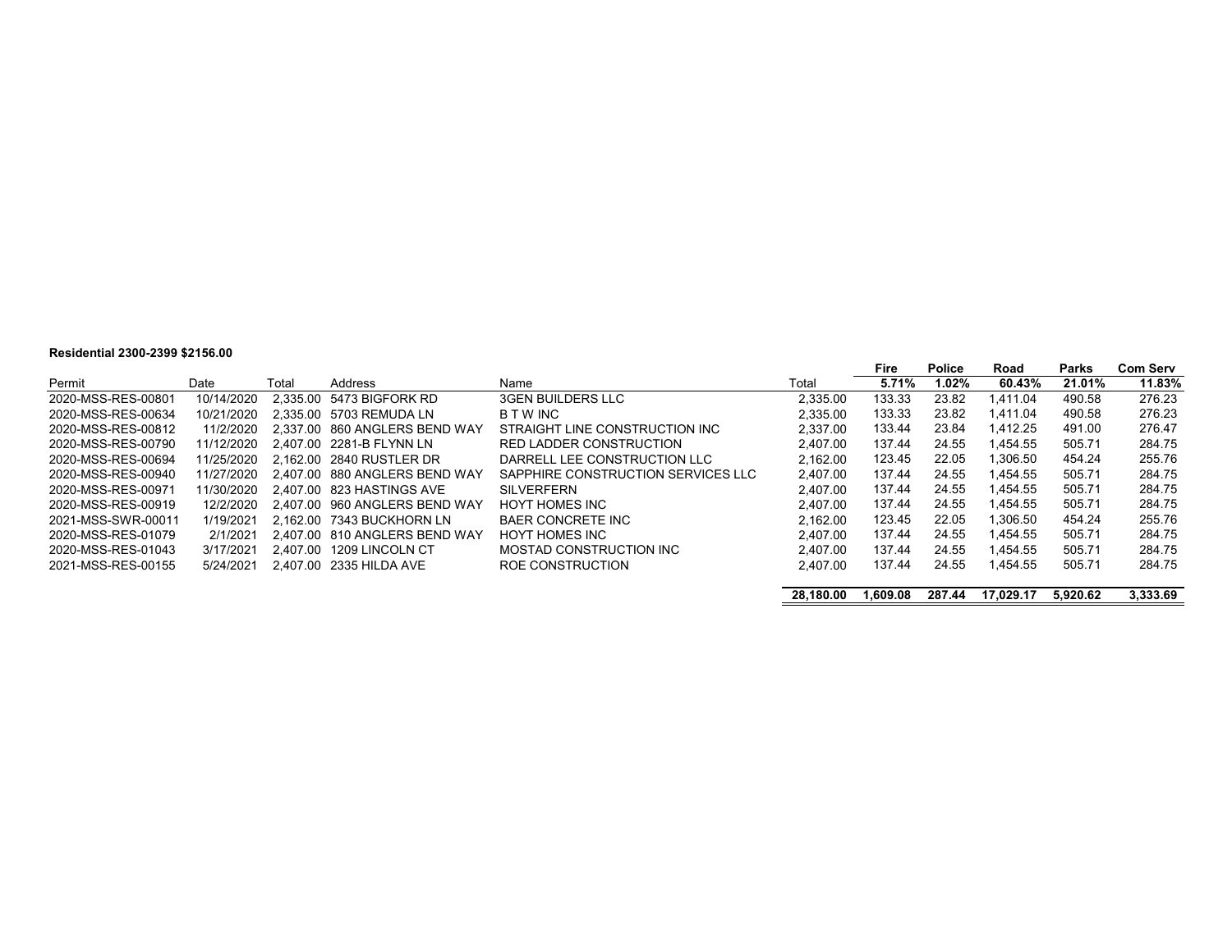**Residential 2300-2399 $2156.00**

| Permit | Date | Total | Address | Name | Total | Fire 5.71% | Police 1.02% | Road 60.43% | Parks 21.01% | Com Serv 11.83% |
|---|---|---|---|---|---|---|---|---|---|---|
| 2020-MSS-RES-00801 | 10/14/2020 | 2,335.00 | 5473 BIGFORK RD | 3GEN BUILDERS LLC | 2,335.00 | 133.33 | 23.82 | 1,411.04 | 490.58 | 276.23 |
| 2020-MSS-RES-00634 | 10/21/2020 | 2,335.00 | 5703 REMUDA LN | B T W INC | 2,335.00 | 133.33 | 23.82 | 1,411.04 | 490.58 | 276.23 |
| 2020-MSS-RES-00812 | 11/2/2020 | 2,337.00 | 860 ANGLERS BEND WAY | STRAIGHT LINE CONSTRUCTION INC | 2,337.00 | 133.44 | 23.84 | 1,412.25 | 491.00 | 276.47 |
| 2020-MSS-RES-00790 | 11/12/2020 | 2,407.00 | 2281-B FLYNN LN | RED LADDER CONSTRUCTION | 2,407.00 | 137.44 | 24.55 | 1,454.55 | 505.71 | 284.75 |
| 2020-MSS-RES-00694 | 11/25/2020 | 2,162.00 | 2840 RUSTLER DR | DARRELL LEE CONSTRUCTION LLC | 2,162.00 | 123.45 | 22.05 | 1,306.50 | 454.24 | 255.76 |
| 2020-MSS-RES-00940 | 11/27/2020 | 2,407.00 | 880 ANGLERS BEND WAY | SAPPHIRE CONSTRUCTION SERVICES LLC | 2,407.00 | 137.44 | 24.55 | 1,454.55 | 505.71 | 284.75 |
| 2020-MSS-RES-00971 | 11/30/2020 | 2,407.00 | 823 HASTINGS AVE | SILVERFERN | 2,407.00 | 137.44 | 24.55 | 1,454.55 | 505.71 | 284.75 |
| 2020-MSS-RES-00919 | 12/2/2020 | 2,407.00 | 960 ANGLERS BEND WAY | HOYT HOMES INC | 2,407.00 | 137.44 | 24.55 | 1,454.55 | 505.71 | 284.75 |
| 2021-MSS-SWR-00011 | 1/19/2021 | 2,162.00 | 7343 BUCKHORN LN | BAER CONCRETE INC | 2,162.00 | 123.45 | 22.05 | 1,306.50 | 454.24 | 255.76 |
| 2020-MSS-RES-01079 | 2/1/2021 | 2,407.00 | 810 ANGLERS BEND WAY | HOYT HOMES INC | 2,407.00 | 137.44 | 24.55 | 1,454.55 | 505.71 | 284.75 |
| 2020-MSS-RES-01043 | 3/17/2021 | 2,407.00 | 1209 LINCOLN CT | MOSTAD CONSTRUCTION INC | 2,407.00 | 137.44 | 24.55 | 1,454.55 | 505.71 | 284.75 |
| 2021-MSS-RES-00155 | 5/24/2021 | 2,407.00 | 2335 HILDA AVE | ROE CONSTRUCTION | 2,407.00 | 137.44 | 24.55 | 1,454.55 | 505.71 | 284.75 |
| | | | | | **28,180.00** | **1,609.08** | **287.44** | **17,029.17** | **5,920.62** | **3,333.69** |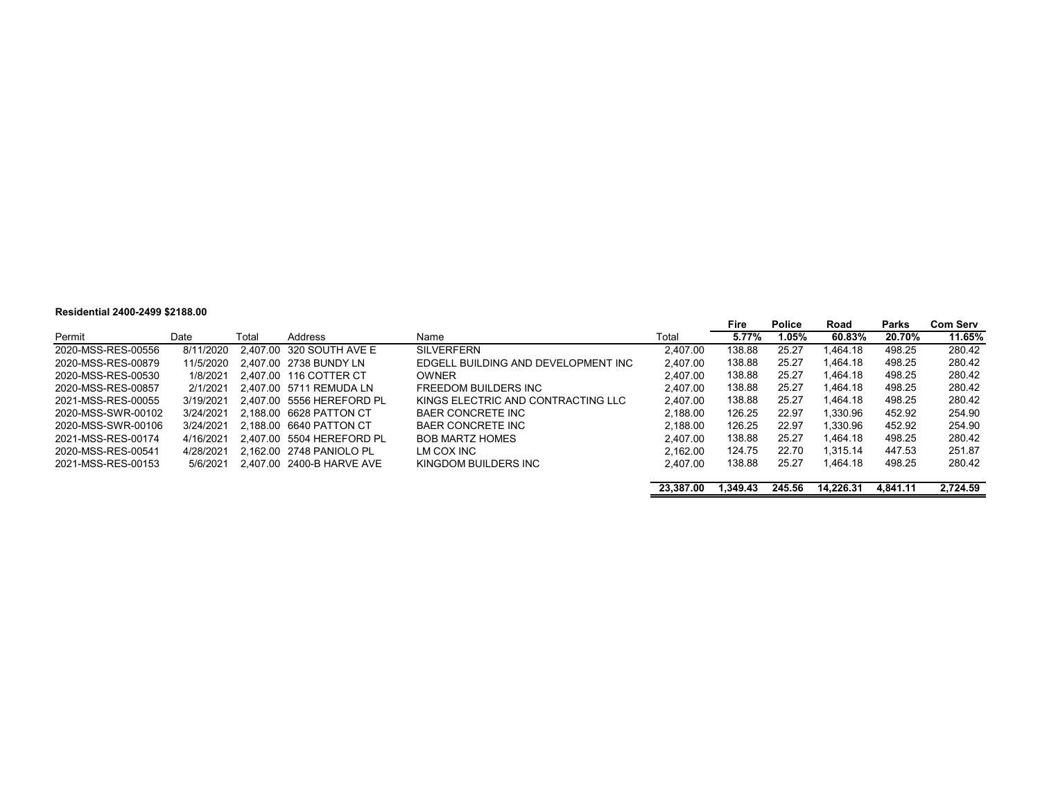**Residential 2400-2499 $2188.00**

| Permit | Date | Total | Address | Name | Total | Fire 5.77% | Police 1.05% | Road 60.83% | Parks 20.70% | Com Serv 11.65% |
|---|---|---|---|---|---|---|---|---|---|---|
| 2020-MSS-RES-00556 | 8/11/2020 | 2,407.00 | 320 SOUTH AVE E | SILVERFERN | 2,407.00 | 138.88 | 25.27 | 1,464.18 | 498.25 | 280.42 |
| 2020-MSS-RES-00879 | 11/5/2020 | 2,407.00 | 2738 BUNDY LN | EDGELL BUILDING AND DEVELOPMENT INC | 2,407.00 | 138.88 | 25.27 | 1,464.18 | 498.25 | 280.42 |
| 2020-MSS-RES-00530 | 1/8/2021 | 2,407.00 | 116 COTTER CT | OWNER | 2,407.00 | 138.88 | 25.27 | 1,464.18 | 498.25 | 280.42 |
| 2020-MSS-RES-00857 | 2/1/2021 | 2,407.00 | 5711 REMUDA LN | FREEDOM BUILDERS INC | 2,407.00 | 138.88 | 25.27 | 1,464.18 | 498.25 | 280.42 |
| 2021-MSS-RES-00055 | 3/19/2021 | 2,407.00 | 5556 HEREFORD PL | KINGS ELECTRIC AND CONTRACTING LLC | 2,407.00 | 138.88 | 25.27 | 1,464.18 | 498.25 | 280.42 |
| 2020-MSS-SWR-00102 | 3/24/2021 | 2,188.00 | 6628 PATTON CT | BAER CONCRETE INC | 2,188.00 | 126.25 | 22.97 | 1,330.96 | 452.92 | 254.90 |
| 2020-MSS-SWR-00106 | 3/24/2021 | 2,188.00 | 6640 PATTON CT | BAER CONCRETE INC | 2,188.00 | 126.25 | 22.97 | 1,330.96 | 452.92 | 254.90 |
| 2021-MSS-RES-00174 | 4/16/2021 | 2,407.00 | 5504 HEREFORD PL | BOB MARTZ HOMES | 2,407.00 | 138.88 | 25.27 | 1,464.18 | 498.25 | 280.42 |
| 2020-MSS-RES-00541 | 4/28/2021 | 2,162.00 | 2748 PANIOLO PL | LM COX INC | 2,162.00 | 124.75 | 22.70 | 1,315.14 | 447.53 | 251.87 |
| 2021-MSS-RES-00153 | 5/6/2021 | 2,407.00 | 2400-B HARVE AVE | KINGDOM BUILDERS INC | 2,407.00 | 138.88 | 25.27 | 1,464.18 | 498.25 | 280.42 |
| | | | | | **23,387.00** | **1,349.43** | **245.56** | **14,226.31** | **4,841.11** | **2,724.59** |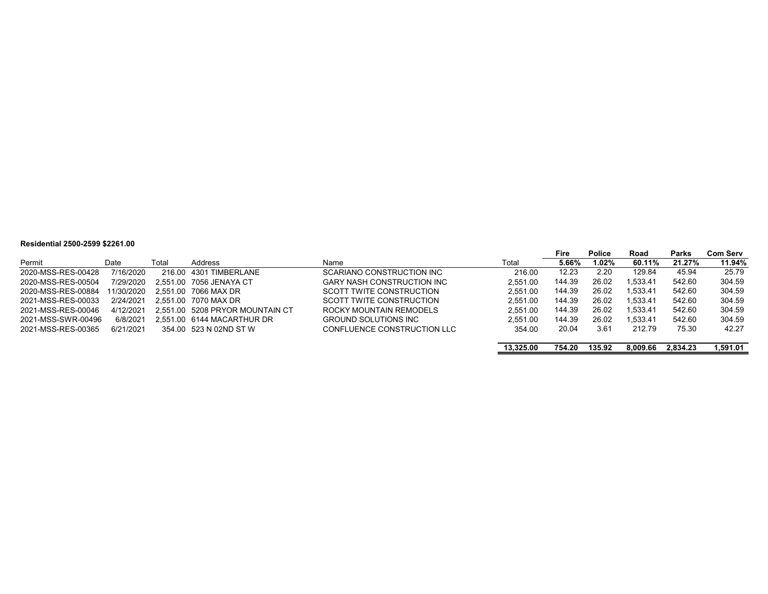**Residential 2500-2599 $2261.00**

| Permit | Date | Total | Address | Name | Total | Fire<br>5.66% | Police<br>1.02% | Road<br>60.11% | Parks<br>21.27% | Com Serv<br>11.94% |
|---|---|---|---|---|---|---|---|---|---|---|
| 2020-MSS-RES-00428 | 7/16/2020 | 216.00 | 4301 TIMBERLANE | SCARIANO CONSTRUCTION INC | 216.00 | 12.23 | 2.20 | 129.84 | 45.94 | 25.79 |
| 2020-MSS-RES-00504 | 7/29/2020 | 2,551.00 | 7056 JENAYA CT | GARY NASH CONSTRUCTION INC | 2,551.00 | 144.39 | 26.02 | 1,533.41 | 542.60 | 304.59 |
| 2020-MSS-RES-00884 | 11/30/2020 | 2,551.00 | 7066 MAX DR | SCOTT TWITE CONSTRUCTION | 2,551.00 | 144.39 | 26.02 | 1,533.41 | 542.60 | 304.59 |
| 2021-MSS-RES-00033 | 2/24/2021 | 2,551.00 | 7070 MAX DR | SCOTT TWITE CONSTRUCTION | 2,551.00 | 144.39 | 26.02 | 1,533.41 | 542.60 | 304.59 |
| 2021-MSS-RES-00046 | 4/12/2021 | 2,551.00 | 5208 PRYOR MOUNTAIN CT | ROCKY MOUNTAIN REMODELS | 2,551.00 | 144.39 | 26.02 | 1,533.41 | 542.60 | 304.59 |
| 2021-MSS-SWR-00496 | 6/8/2021 | 2,551.00 | 6144 MACARTHUR DR | GROUND SOLUTIONS INC | 2,551.00 | 144.39 | 26.02 | 1,533.41 | 542.60 | 304.59 |
| 2021-MSS-RES-00365 | 6/21/2021 | 354.00 | 523 N 02ND ST W | CONFLUENCE CONSTRUCTION LLC | 354.00 | 20.04 | 3.61 | 212.79 | 75.30 | 42.27 |
| | | | | | **13,325.00** | **754.20** | **135.92** | **8,009.66** | **2,834.23** | **1,591.01** |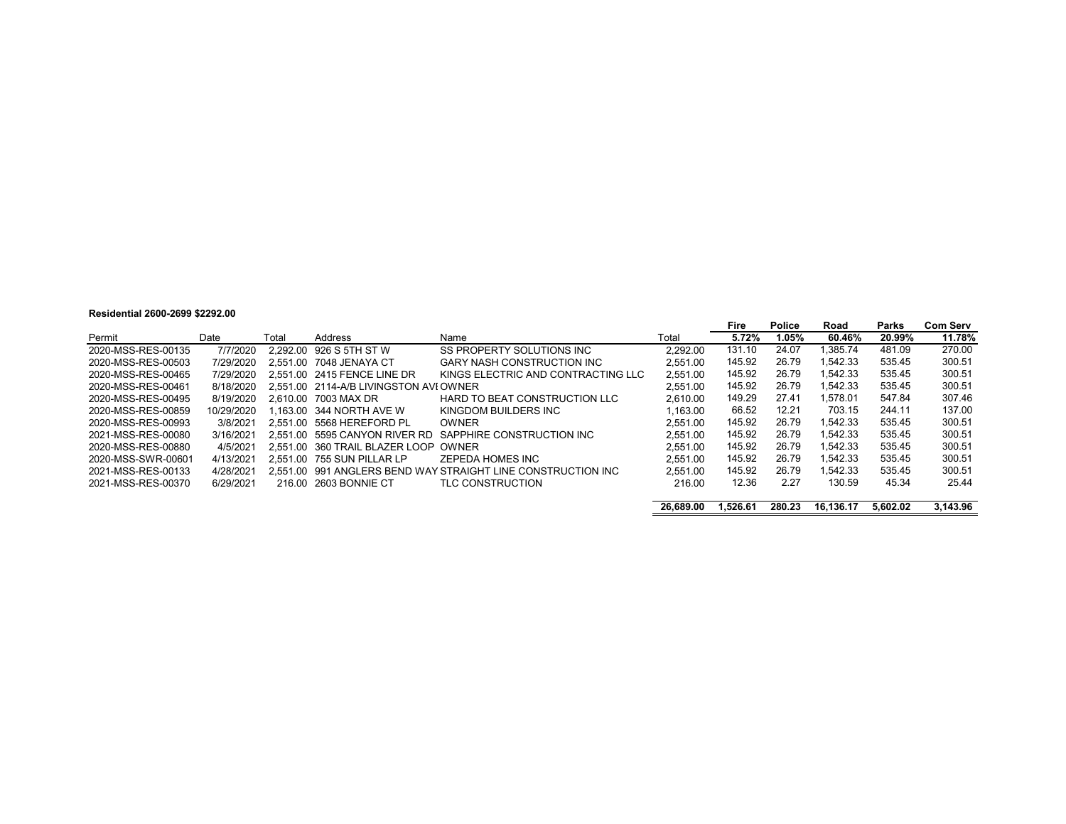**Residential 2600-2699 $2292.00**

| Permit | Date | Total | Address | Name | Total | Fire 5.72% | Police 1.05% | Road 60.46% | Parks 20.99% | Com Serv 11.78% |
|---|---|---|---|---|---|---|---|---|---|---|
| 2020-MSS-RES-00135 | 7/7/2020 | 2,292.00 | 926 S 5TH ST W | SS PROPERTY SOLUTIONS INC | 2,292.00 | 131.10 | 24.07 | 1,385.74 | 481.09 | 270.00 |
| 2020-MSS-RES-00503 | 7/29/2020 | 2,551.00 | 7048 JENAYA CT | GARY NASH CONSTRUCTION INC | 2,551.00 | 145.92 | 26.79 | 1,542.33 | 535.45 | 300.51 |
| 2020-MSS-RES-00465 | 7/29/2020 | 2,551.00 | 2415 FENCE LINE DR | KINGS ELECTRIC AND CONTRACTING LLC | 2,551.00 | 145.92 | 26.79 | 1,542.33 | 535.45 | 300.51 |
| 2020-MSS-RES-00461 | 8/18/2020 | 2,551.00 | 2114-A/B LIVINGSTON AVI | OWNER | 2,551.00 | 145.92 | 26.79 | 1,542.33 | 535.45 | 300.51 |
| 2020-MSS-RES-00495 | 8/19/2020 | 2,610.00 | 7003 MAX DR | HARD TO BEAT CONSTRUCTION LLC | 2,610.00 | 149.29 | 27.41 | 1,578.01 | 547.84 | 307.46 |
| 2020-MSS-RES-00859 | 10/29/2020 | 1,163.00 | 344 NORTH AVE W | KINGDOM BUILDERS INC | 1,163.00 | 66.52 | 12.21 | 703.15 | 244.11 | 137.00 |
| 2020-MSS-RES-00993 | 3/8/2021 | 2,551.00 | 5568 HEREFORD PL | OWNER | 2,551.00 | 145.92 | 26.79 | 1,542.33 | 535.45 | 300.51 |
| 2021-MSS-RES-00080 | 3/16/2021 | 2,551.00 | 5595 CANYON RIVER RD | SAPPHIRE CONSTRUCTION INC | 2,551.00 | 145.92 | 26.79 | 1,542.33 | 535.45 | 300.51 |
| 2020-MSS-RES-00880 | 4/5/2021 | 2,551.00 | 360 TRAIL BLAZER LOOP | OWNER | 2,551.00 | 145.92 | 26.79 | 1,542.33 | 535.45 | 300.51 |
| 2020-MSS-SWR-00601 | 4/13/2021 | 2,551.00 | 755 SUN PILLAR LP | ZEPEDA HOMES INC | 2,551.00 | 145.92 | 26.79 | 1,542.33 | 535.45 | 300.51 |
| 2021-MSS-RES-00133 | 4/28/2021 | 2,551.00 | 991 ANGLERS BEND WAY | STRAIGHT LINE CONSTRUCTION INC | 2,551.00 | 145.92 | 26.79 | 1,542.33 | 535.45 | 300.51 |
| 2021-MSS-RES-00370 | 6/29/2021 | 216.00 | 2603 BONNIE CT | TLC CONSTRUCTION | 216.00 | 12.36 | 2.27 | 130.59 | 45.34 | 25.44 |
| | | | | | **26,689.00** | **1,526.61** | **280.23** | **16,136.17** | **5,602.02** | **3,143.96** |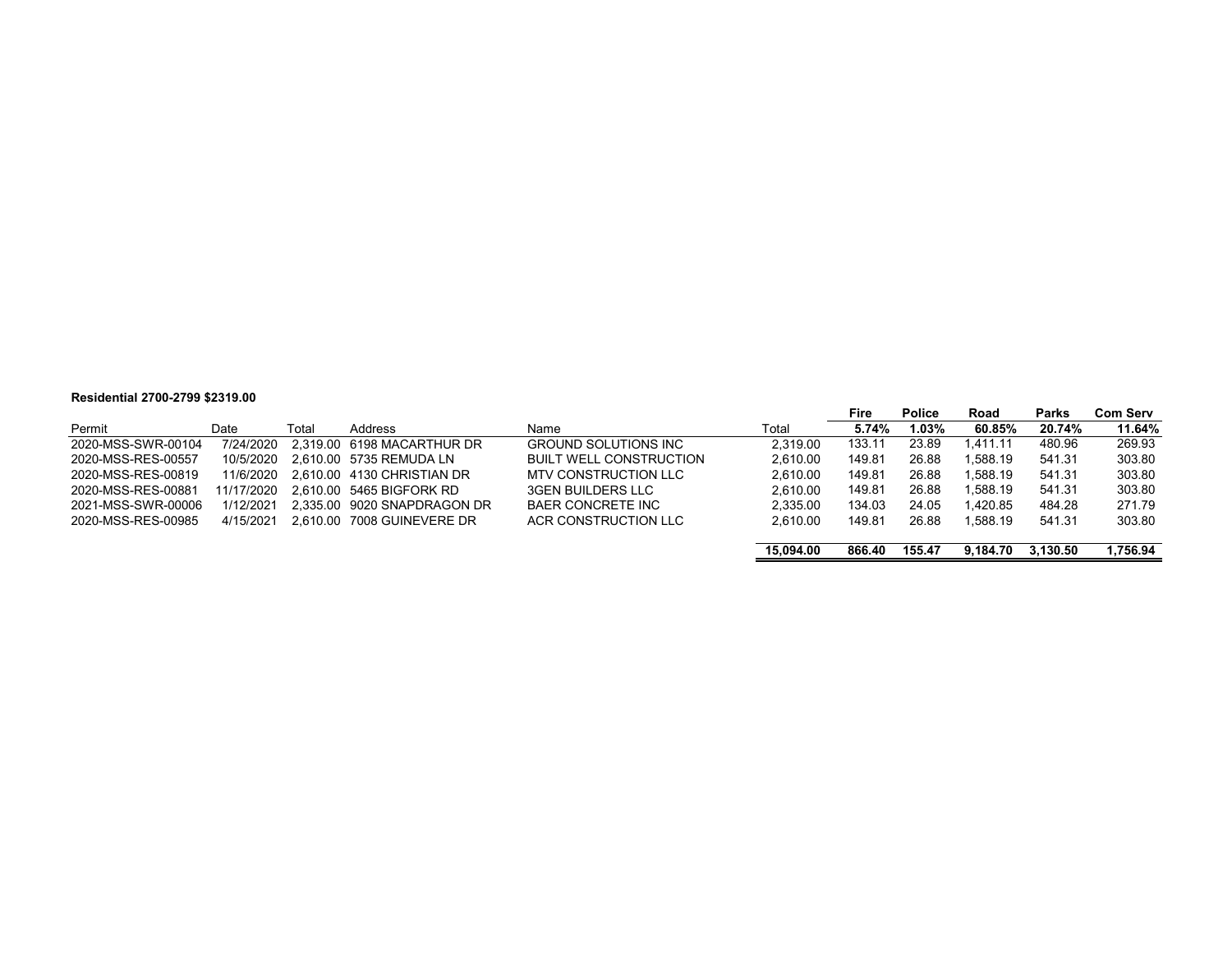**Residential 2700-2799 $2319.00**

| Permit | Date | Total | Address | Name | Total | Fire 5.74% | Police 1.03% | Road 60.85% | Parks 20.74% | Com Serv 11.64% |
|---|---|---|---|---|---|---|---|---|---|---|
| 2020-MSS-SWR-00104 | 7/24/2020 | 2,319.00 | 6198 MACARTHUR DR | GROUND SOLUTIONS INC | 2,319.00 | 133.11 | 23.89 | 1,411.11 | 480.96 | 269.93 |
| 2020-MSS-RES-00557 | 10/5/2020 | 2,610.00 | 5735 REMUDA LN | BUILT WELL CONSTRUCTION | 2,610.00 | 149.81 | 26.88 | 1,588.19 | 541.31 | 303.80 |
| 2020-MSS-RES-00819 | 11/6/2020 | 2,610.00 | 4130 CHRISTIAN DR | MTV CONSTRUCTION LLC | 2,610.00 | 149.81 | 26.88 | 1,588.19 | 541.31 | 303.80 |
| 2020-MSS-RES-00881 | 11/17/2020 | 2,610.00 | 5465 BIGFORK RD | 3GEN BUILDERS LLC | 2,610.00 | 149.81 | 26.88 | 1,588.19 | 541.31 | 303.80 |
| 2021-MSS-SWR-00006 | 1/12/2021 | 2,335.00 | 9020 SNAPDRAGON DR | BAER CONCRETE INC | 2,335.00 | 134.03 | 24.05 | 1,420.85 | 484.28 | 271.79 |
| 2020-MSS-RES-00985 | 4/15/2021 | 2,610.00 | 7008 GUINEVERE DR | ACR CONSTRUCTION LLC | 2,610.00 | 149.81 | 26.88 | 1,588.19 | 541.31 | 303.80 |
| | | | | | **15,094.00** | **866.40** | **155.47** | **9,184.70** | **3,130.50** | **1,756.94** |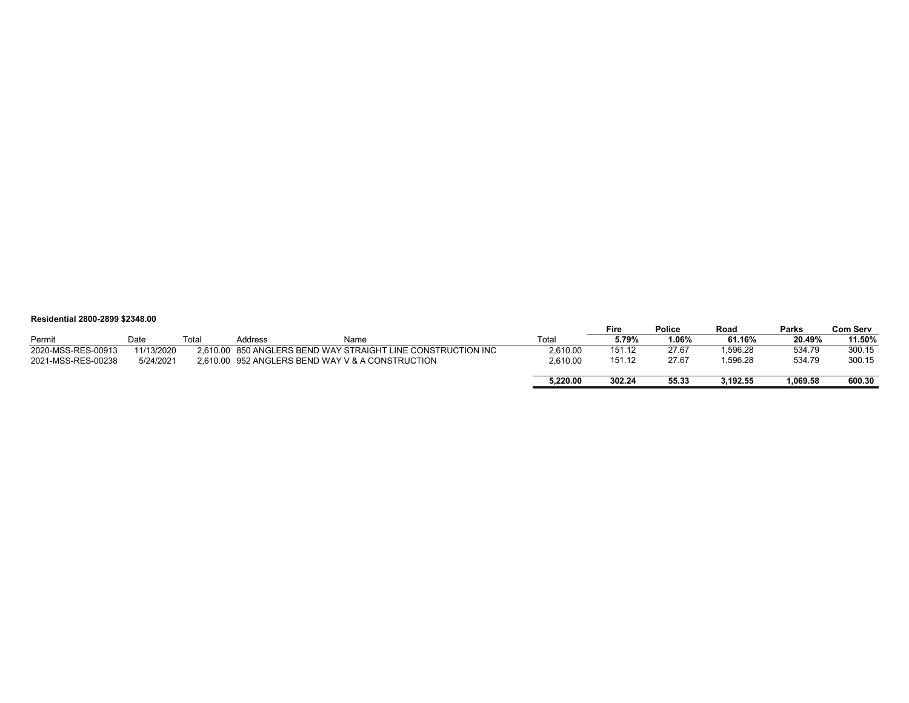**Residential 2800-2899 $2348.00**

| Permit | Date | Total | Address | Name | Total | Fire | Police | Road | Parks | Com Serv |
|---|---|---|---|---|---|---|---|---|---|---|
| | | | | | | 5.79% | 1.06% | 61.16% | 20.49% | 11.50% |
| 2020-MSS-RES-00913 | 11/13/2020 | 2,610.00 | 850 ANGLERS BEND WAY | STRAIGHT LINE CONSTRUCTION INC | 2,610.00 | 151.12 | 27.67 | 1,596.28 | 534.79 | 300.15 |
| 2021-MSS-RES-00238 | 5/24/2021 | 2,610.00 | 952 ANGLERS BEND WAY | V & A CONSTRUCTION | 2,610.00 | 151.12 | 27.67 | 1,596.28 | 534.79 | 300.15 |
| | | | | | **5,220.00** | **302.24** | **55.33** | **3,192.55** | **1,069.58** | **600.30** |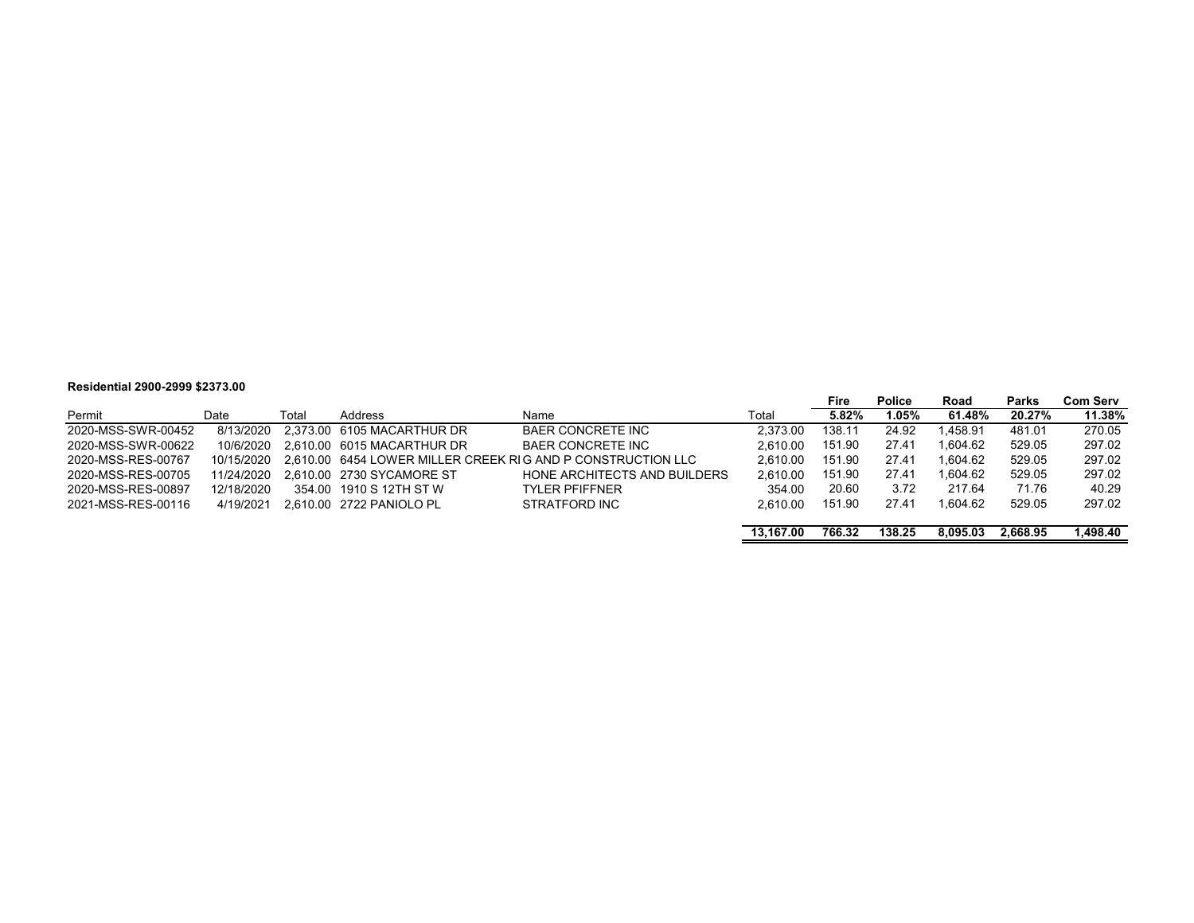**Residential 2900-2999 $2373.00**

| Permit | Date | Total | Address | Name | Total | Fire 5.82% | Police 1.05% | Road 61.48% | Parks 20.27% | Com Serv 11.38% |
|---|---|---|---|---|---|---|---|---|---|---|
| 2020-MSS-SWR-00452 | 8/13/2020 | 2,373.00 | 6105 MACARTHUR DR | BAER CONCRETE INC | 2,373.00 | 138.11 | 24.92 | 1,458.91 | 481.01 | 270.05 |
| 2020-MSS-SWR-00622 | 10/6/2020 | 2,610.00 | 6015 MACARTHUR DR | BAER CONCRETE INC | 2,610.00 | 151.90 | 27.41 | 1,604.62 | 529.05 | 297.02 |
| 2020-MSS-RES-00767 | 10/15/2020 | 2,610.00 | 6454 LOWER MILLER CREEK RI | G AND P CONSTRUCTION LLC | 2,610.00 | 151.90 | 27.41 | 1,604.62 | 529.05 | 297.02 |
| 2020-MSS-RES-00705 | 11/24/2020 | 2,610.00 | 2730 SYCAMORE ST | HONE ARCHITECTS AND BUILDERS | 2,610.00 | 151.90 | 27.41 | 1,604.62 | 529.05 | 297.02 |
| 2020-MSS-RES-00897 | 12/18/2020 | 354.00 | 1910 S 12TH ST W | TYLER PFIFFNER | 354.00 | 20.60 | 3.72 | 217.64 | 71.76 | 40.29 |
| 2021-MSS-RES-00116 | 4/19/2021 | 2,610.00 | 2722 PANIOLO PL | STRATFORD INC | 2,610.00 | 151.90 | 27.41 | 1,604.62 | 529.05 | 297.02 |
| | | | | | **13,167.00** | **766.32** | **138.25** | **8,095.03** | **2,668.95** | **1,498.40** |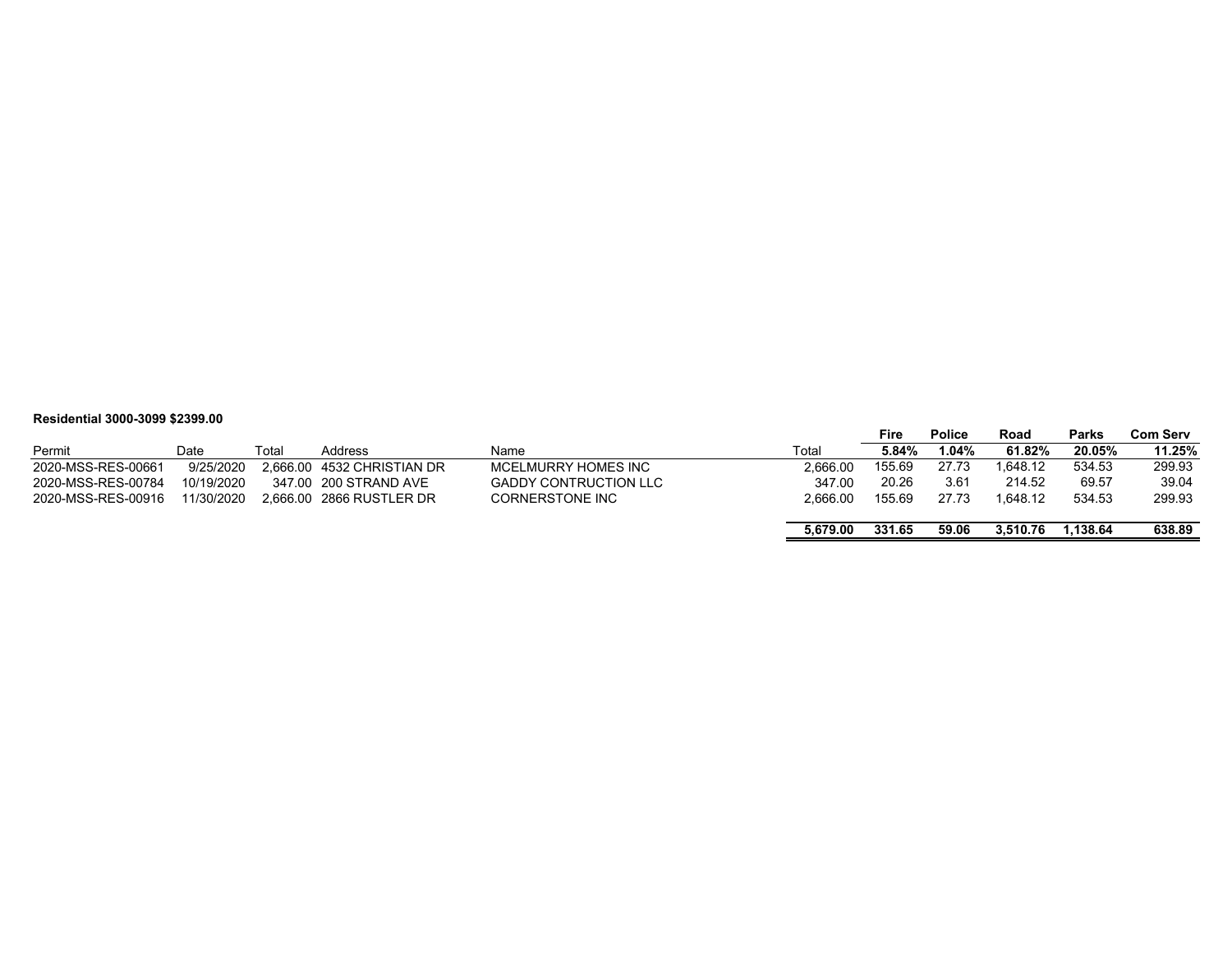**Residential 3000-3099 $2399.00**

| Permit | Date | Total | Address | Name | Total | Fire | Police | Road | Parks | Com Serv |
|---|---|---|---|---|---|---|---|---|---|---|
| | | | | | | **5.84%** | **1.04%** | **61.82%** | **20.05%** | **11.25%** |
| 2020-MSS-RES-00661 | 9/25/2020 | 2,666.00 | 4532 CHRISTIAN DR | MCELMURRY HOMES INC | 2,666.00 | 155.69 | 27.73 | 1,648.12 | 534.53 | 299.93 |
| 2020-MSS-RES-00784 | 10/19/2020 | 347.00 | 200 STRAND AVE | GADDY CONTRUCTION LLC | 347.00 | 20.26 | 3.61 | 214.52 | 69.57 | 39.04 |
| 2020-MSS-RES-00916 | 11/30/2020 | 2,666.00 | 2866 RUSTLER DR | CORNERSTONE INC | 2,666.00 | 155.69 | 27.73 | 1,648.12 | 534.53 | 299.93 |
| | | | | | **5,679.00** | **331.65** | **59.06** | **3,510.76** | **1,138.64** | **638.89** |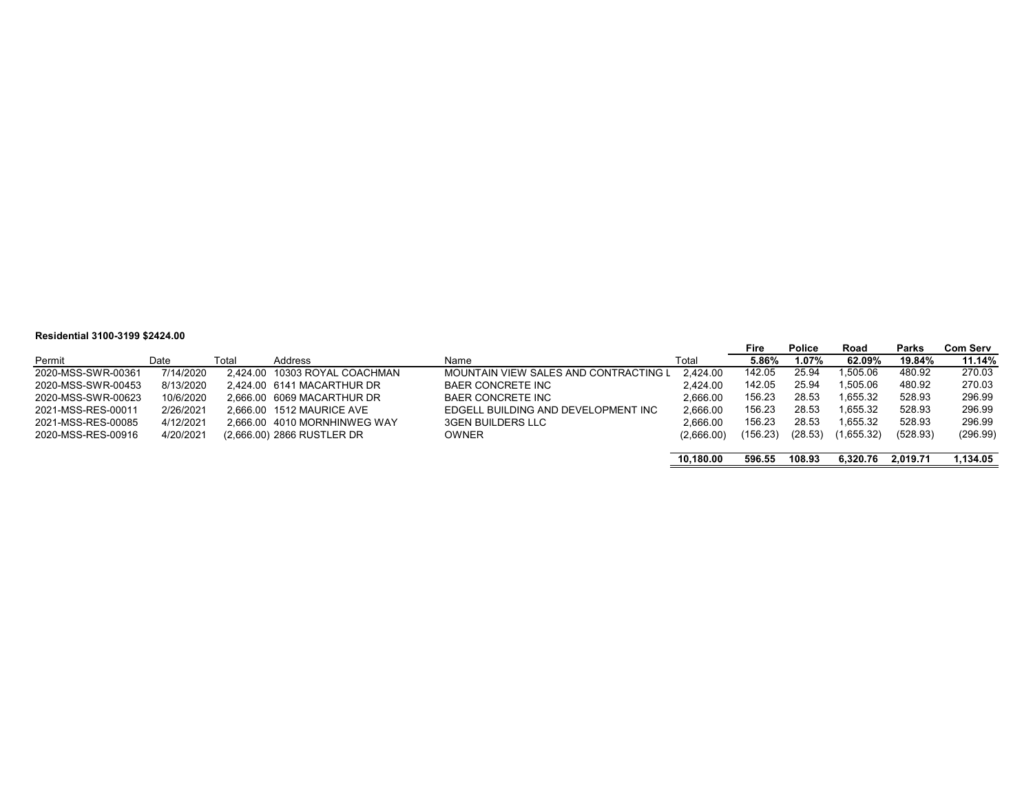**Residential 3100-3199 $2424.00**

| Permit | Date | Total | Address | Name | Total | Fire<br>5.86% | Police<br>1.07% | Road<br>62.09% | Parks<br>19.84% | Com Serv<br>11.14% |
|---|---|---|---|---|---|---|---|---|---|---|
| 2020-MSS-SWR-00361 | 7/14/2020 | 2,424.00 | 10303 ROYAL COACHMAN | MOUNTAIN VIEW SALES AND CONTRACTING L | 2,424.00 | 142.05 | 25.94 | 1,505.06 | 480.92 | 270.03 |
| 2020-MSS-SWR-00453 | 8/13/2020 | 2,424.00 | 6141 MACARTHUR DR | BAER CONCRETE INC | 2,424.00 | 142.05 | 25.94 | 1,505.06 | 480.92 | 270.03 |
| 2020-MSS-SWR-00623 | 10/6/2020 | 2,666.00 | 6069 MACARTHUR DR | BAER CONCRETE INC | 2,666.00 | 156.23 | 28.53 | 1,655.32 | 528.93 | 296.99 |
| 2021-MSS-RES-00011 | 2/26/2021 | 2,666.00 | 1512 MAURICE AVE | EDGELL BUILDING AND DEVELOPMENT INC | 2,666.00 | 156.23 | 28.53 | 1,655.32 | 528.93 | 296.99 |
| 2021-MSS-RES-00085 | 4/12/2021 | 2,666.00 | 4010 MORNHINWEG WAY | 3GEN BUILDERS LLC | 2,666.00 | 156.23 | 28.53 | 1,655.32 | 528.93 | 296.99 |
| 2020-MSS-RES-00916 | 4/20/2021 | (2,666.00) | 2866 RUSTLER DR | OWNER | (2,666.00) | (156.23) | (28.53) | (1,655.32) | (528.93) | (296.99) |
| | | | | | **10,180.00** | **596.55** | **108.93** | **6,320.76** | **2,019.71** | **1,134.05** |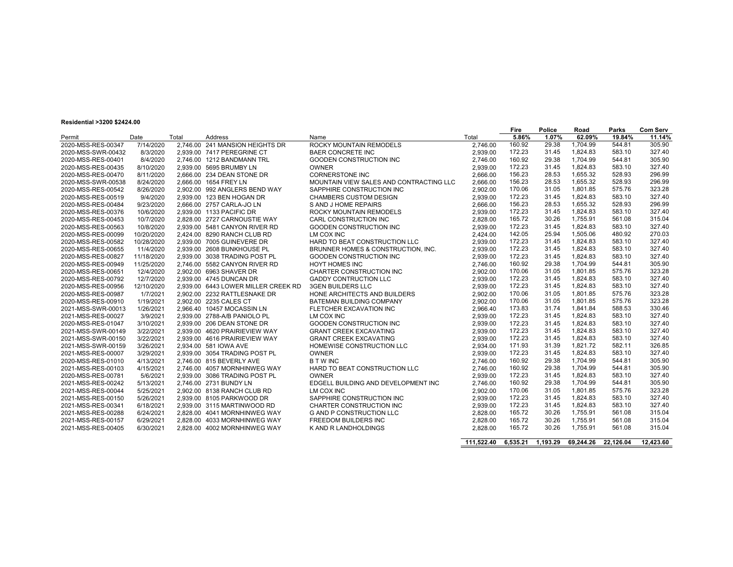**Residential >3200 $2424.00**

| Permit | Date | Total | Address | Name | Total | Fire 5.86% | Police 1.07% | Road 62.09% | Parks 19.84% | Com Serv 11.14% |
|---|---|---|---|---|---|---|---|---|---|---|
| 2020-MSS-RES-00347 | 7/14/2020 | 2,746.00 | 241 MANSION HEIGHTS DR | ROCKY MOUNTAIN REMODELS | 2,746.00 | 160.92 | 29.38 | 1,704.99 | 544.81 | 305.90 |
| 2020-MSS-SWR-00432 | 8/3/2020 | 2,939.00 | 7417 PEREGRINE CT | BAER CONCRETE INC | 2,939.00 | 172.23 | 31.45 | 1,824.83 | 583.10 | 327.40 |
| 2020-MSS-RES-00401 | 8/4/2020 | 2,746.00 | 1212 BANDMANN TRL | GOODEN CONSTRUCTION INC | 2,746.00 | 160.92 | 29.38 | 1,704.99 | 544.81 | 305.90 |
| 2020-MSS-RES-00435 | 8/10/2020 | 2,939.00 | 5695 BRUMBY LN | OWNER | 2,939.00 | 172.23 | 31.45 | 1,824.83 | 583.10 | 327.40 |
| 2020-MSS-RES-00470 | 8/11/2020 | 2,666.00 | 234 DEAN STONE DR | CORNERSTONE INC | 2,666.00 | 156.23 | 28.53 | 1,655.32 | 528.93 | 296.99 |
| 2020-MSS-SWR-00538 | 8/24/2020 | 2,666.00 | 1654 FREY LN | MOUNTAIN VIEW SALES AND CONTRACTING LLC | 2,666.00 | 156.23 | 28.53 | 1,655.32 | 528.93 | 296.99 |
| 2020-MSS-RES-00542 | 8/26/2020 | 2,902.00 | 992 ANGLERS BEND WAY | SAPPHIRE CONSTRUCTION INC | 2,902.00 | 170.06 | 31.05 | 1,801.85 | 575.76 | 323.28 |
| 2020-MSS-RES-00519 | 9/4/2020 | 2,939.00 | 123 BEN HOGAN DR | CHAMBERS CUSTOM DESIGN | 2,939.00 | 172.23 | 31.45 | 1,824.83 | 583.10 | 327.40 |
| 2020-MSS-RES-00484 | 9/23/2020 | 2,666.00 | 2757 CARLA-JO LN | S AND J HOME REPAIRS | 2,666.00 | 156.23 | 28.53 | 1,655.32 | 528.93 | 296.99 |
| 2020-MSS-RES-00376 | 10/6/2020 | 2,939.00 | 1133 PACIFIC DR | ROCKY MOUNTAIN REMODELS | 2,939.00 | 172.23 | 31.45 | 1,824.83 | 583.10 | 327.40 |
| 2020-MSS-RES-00453 | 10/7/2020 | 2,828.00 | 2727 CARNOUSTIE WAY | CARL CONSTRUCTION INC | 2,828.00 | 165.72 | 30.26 | 1,755.91 | 561.08 | 315.04 |
| 2020-MSS-RES-00563 | 10/8/2020 | 2,939.00 | 5481 CANYON RIVER RD | GOODEN CONSTRUCTION INC | 2,939.00 | 172.23 | 31.45 | 1,824.83 | 583.10 | 327.40 |
| 2020-MSS-RES-00099 | 10/20/2020 | 2,424.00 | 8290 RANCH CLUB RD | LM COX INC | 2,424.00 | 142.05 | 25.94 | 1,505.06 | 480.92 | 270.03 |
| 2020-MSS-RES-00582 | 10/28/2020 | 2,939.00 | 7005 GUINEVERE DR | HARD TO BEAT CONSTRUCTION LLC | 2,939.00 | 172.23 | 31.45 | 1,824.83 | 583.10 | 327.40 |
| 2020-MSS-RES-00655 | 11/4/2020 | 2,939.00 | 2608 BUNKHOUSE PL | BRUNNER HOMES & CONSTRUCTION, INC. | 2,939.00 | 172.23 | 31.45 | 1,824.83 | 583.10 | 327.40 |
| 2020-MSS-RES-00827 | 11/18/2020 | 2,939.00 | 3038 TRADING POST PL | GOODEN CONSTRUCTION INC | 2,939.00 | 172.23 | 31.45 | 1,824.83 | 583.10 | 327.40 |
| 2020-MSS-RES-00949 | 11/25/2020 | 2,746.00 | 5582 CANYON RIVER RD | HOYT HOMES INC | 2,746.00 | 160.92 | 29.38 | 1,704.99 | 544.81 | 305.90 |
| 2020-MSS-RES-00651 | 12/4/2020 | 2,902.00 | 6963 SHAVER DR | CHARTER CONSTRUCTION INC | 2,902.00 | 170.06 | 31.05 | 1,801.85 | 575.76 | 323.28 |
| 2020-MSS-RES-00792 | 12/7/2020 | 2,939.00 | 4745 DUNCAN DR | GADDY CONTRUCTION LLC | 2,939.00 | 172.23 | 31.45 | 1,824.83 | 583.10 | 327.40 |
| 2020-MSS-RES-00956 | 12/10/2020 | 2,939.00 | 6443 LOWER MILLER CREEK RD | 3GEN BUILDERS LLC | 2,939.00 | 172.23 | 31.45 | 1,824.83 | 583.10 | 327.40 |
| 2020-MSS-RES-00987 | 1/7/2021 | 2,902.00 | 2232 RATTLESNAKE DR | HONE ARCHITECTS AND BUILDERS | 2,902.00 | 170.06 | 31.05 | 1,801.85 | 575.76 | 323.28 |
| 2020-MSS-RES-00910 | 1/19/2021 | 2,902.00 | 2235 CALES CT | BATEMAN BUILDING COMPANY | 2,902.00 | 170.06 | 31.05 | 1,801.85 | 575.76 | 323.28 |
| 2021-MSS-SWR-00013 | 1/26/2021 | 2,966.40 | 10457 MOCASSIN LN | FLETCHER EXCAVATION INC | 2,966.40 | 173.83 | 31.74 | 1,841.84 | 588.53 | 330.46 |
| 2021-MSS-RES-00027 | 3/9/2021 | 2,939.00 | 2788-A/B PANIOLO PL | LM COX INC | 2,939.00 | 172.23 | 31.45 | 1,824.83 | 583.10 | 327.40 |
| 2020-MSS-RES-01047 | 3/10/2021 | 2,939.00 | 206 DEAN STONE DR | GOODEN CONSTRUCTION INC | 2,939.00 | 172.23 | 31.45 | 1,824.83 | 583.10 | 327.40 |
| 2021-MSS-SWR-00149 | 3/22/2021 | 2,939.00 | 4620 PRAIRIEVIEW WAY | GRANT CREEK EXCAVATING | 2,939.00 | 172.23 | 31.45 | 1,824.83 | 583.10 | 327.40 |
| 2021-MSS-SWR-00150 | 3/22/2021 | 2,939.00 | 4616 PRAIRIEVIEW WAY | GRANT CREEK EXCAVATING | 2,939.00 | 172.23 | 31.45 | 1,824.83 | 583.10 | 327.40 |
| 2021-MSS-SWR-00159 | 3/26/2021 | 2,934.00 | 581 IOWA AVE | HOMEWISE CONSTRUCTION LLC | 2,934.00 | 171.93 | 31.39 | 1,821.72 | 582.11 | 326.85 |
| 2021-MSS-RES-00007 | 3/29/2021 | 2,939.00 | 3054 TRADING POST PL | OWNER | 2,939.00 | 172.23 | 31.45 | 1,824.83 | 583.10 | 327.40 |
| 2020-MSS-RES-01010 | 4/13/2021 | 2,746.00 | 815 BEVERLY AVE | B T W INC | 2,746.00 | 160.92 | 29.38 | 1,704.99 | 544.81 | 305.90 |
| 2021-MSS-RES-00103 | 4/15/2021 | 2,746.00 | 4057 MORNHINWEG WAY | HARD TO BEAT CONSTRUCTION LLC | 2,746.00 | 160.92 | 29.38 | 1,704.99 | 544.81 | 305.90 |
| 2020-MSS-RES-00781 | 5/6/2021 | 2,939.00 | 3086 TRADING POST PL | OWNER | 2,939.00 | 172.23 | 31.45 | 1,824.83 | 583.10 | 327.40 |
| 2021-MSS-RES-00242 | 5/13/2021 | 2,746.00 | 2731 BUNDY LN | EDGELL BUILDING AND DEVELOPMENT INC | 2,746.00 | 160.92 | 29.38 | 1,704.99 | 544.81 | 305.90 |
| 2021-MSS-RES-00044 | 5/25/2021 | 2,902.00 | 8138 RANCH CLUB RD | LM COX INC | 2,902.00 | 170.06 | 31.05 | 1,801.85 | 575.76 | 323.28 |
| 2021-MSS-RES-00150 | 5/26/2021 | 2,939.00 | 8105 PARKWOOD DR | SAPPHIRE CONSTRUCTION INC | 2,939.00 | 172.23 | 31.45 | 1,824.83 | 583.10 | 327.40 |
| 2021-MSS-RES-00341 | 6/18/2021 | 2,939.00 | 3115 MARTINWOOD RD | CHARTER CONSTRUCTION INC | 2,939.00 | 172.23 | 31.45 | 1,824.83 | 583.10 | 327.40 |
| 2021-MSS-RES-00288 | 6/24/2021 | 2,828.00 | 4041 MORNHINWEG WAY | G AND P CONSTRUCTION LLC | 2,828.00 | 165.72 | 30.26 | 1,755.91 | 561.08 | 315.04 |
| 2021-MSS-RES-00157 | 6/29/2021 | 2,828.00 | 4033 MORNHINWEG WAY | FREEDOM BUILDERS INC | 2,828.00 | 165.72 | 30.26 | 1,755.91 | 561.08 | 315.04 |
| 2021-MSS-RES-00405 | 6/30/2021 | 2,828.00 | 4002 MORNHINWEG WAY | K AND R LANDHOLDINGS | 2,828.00 | 165.72 | 30.26 | 1,755.91 | 561.08 | 315.04 |
| | | | | | **111,522.40** | **6,535.21** | **1,193.29** | **69,244.26** | **22,126.04** | **12,423.60** |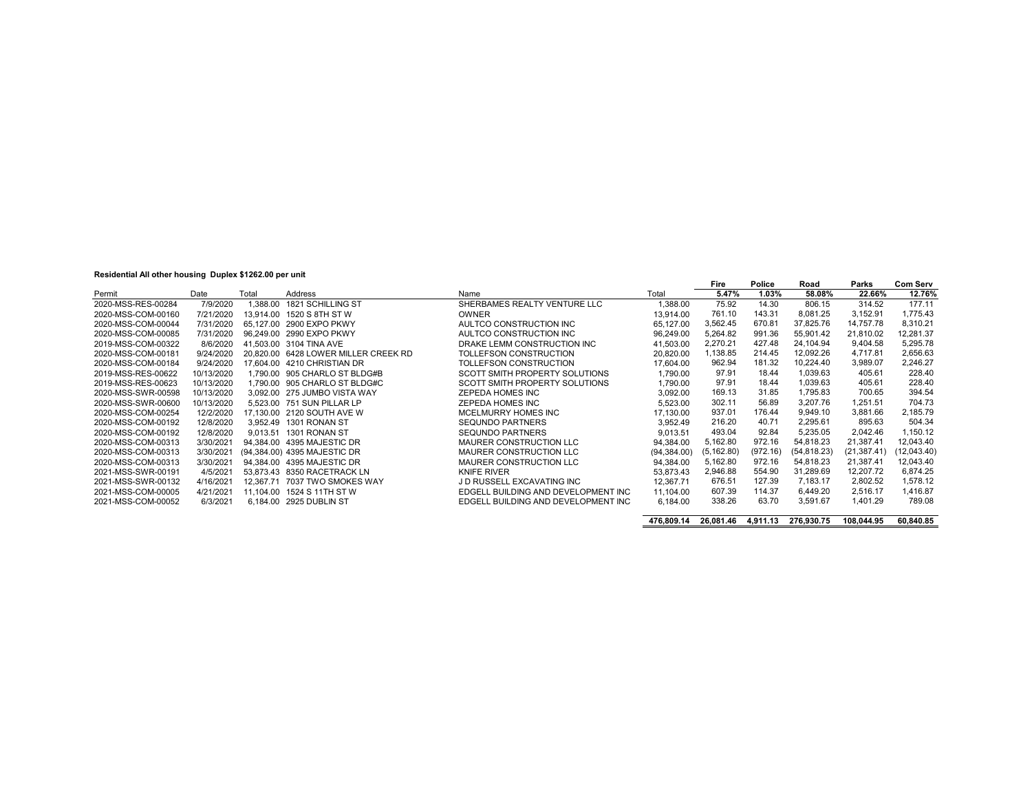**Residential All other housing Duplex $1262.00 per unit**

| Permit | Date | Total | Address | Name | Total | Fire | Police | Road | Parks | Com Serv |
|---|---|---|---|---|---|---|---|---|---|---|
| | | | | | | 5.47% | 1.03% | 58.08% | 22.66% | 12.76% |
| 2020-MSS-RES-00284 | 7/9/2020 | 1,388.00 | 1821 SCHILLING ST | SHERBAMES REALTY VENTURE LLC | 1,388.00 | 75.92 | 14.30 | 806.15 | 314.52 | 177.11 |
| 2020-MSS-COM-00160 | 7/21/2020 | 13,914.00 | 1520 S 8TH ST W | OWNER | 13,914.00 | 761.10 | 143.31 | 8,081.25 | 3,152.91 | 1,775.43 |
| 2020-MSS-COM-00044 | 7/31/2020 | 65,127.00 | 2900 EXPO PKWY | AULTCO CONSTRUCTION INC | 65,127.00 | 3,562.45 | 670.81 | 37,825.76 | 14,757.78 | 8,310.21 |
| 2020-MSS-COM-00085 | 7/31/2020 | 96,249.00 | 2990 EXPO PKWY | AULTCO CONSTRUCTION INC | 96,249.00 | 5,264.82 | 991.36 | 55,901.42 | 21,810.02 | 12,281.37 |
| 2019-MSS-COM-00322 | 8/6/2020 | 41,503.00 | 3104 TINA AVE | DRAKE LEMM CONSTRUCTION INC | 41,503.00 | 2,270.21 | 427.48 | 24,104.94 | 9,404.58 | 5,295.78 |
| 2020-MSS-COM-00181 | 9/24/2020 | 20,820.00 | 6428 LOWER MILLER CREEK RD | TOLLEFSON CONSTRUCTION | 20,820.00 | 1,138.85 | 214.45 | 12,092.26 | 4,717.81 | 2,656.63 |
| 2020-MSS-COM-00184 | 9/24/2020 | 17,604.00 | 4210 CHRISTIAN DR | TOLLEFSON CONSTRUCTION | 17,604.00 | 962.94 | 181.32 | 10,224.40 | 3,989.07 | 2,246.27 |
| 2019-MSS-RES-00622 | 10/13/2020 | 1,790.00 | 905 CHARLO ST BLDG#B | SCOTT SMITH PROPERTY SOLUTIONS | 1,790.00 | 97.91 | 18.44 | 1,039.63 | 405.61 | 228.40 |
| 2019-MSS-RES-00623 | 10/13/2020 | 1,790.00 | 905 CHARLO ST BLDG#C | SCOTT SMITH PROPERTY SOLUTIONS | 1,790.00 | 97.91 | 18.44 | 1,039.63 | 405.61 | 228.40 |
| 2020-MSS-SWR-00598 | 10/13/2020 | 3,092.00 | 275 JUMBO VISTA WAY | ZEPEDA HOMES INC | 3,092.00 | 169.13 | 31.85 | 1,795.83 | 700.65 | 394.54 |
| 2020-MSS-SWR-00600 | 10/13/2020 | 5,523.00 | 751 SUN PILLAR LP | ZEPEDA HOMES INC | 5,523.00 | 302.11 | 56.89 | 3,207.76 | 1,251.51 | 704.73 |
| 2020-MSS-COM-00254 | 12/2/2020 | 17,130.00 | 2120 SOUTH AVE W | MCELMURRY HOMES INC | 17,130.00 | 937.01 | 176.44 | 9,949.10 | 3,881.66 | 2,185.79 |
| 2020-MSS-COM-00192 | 12/8/2020 | 3,952.49 | 1301 RONAN ST | SEQUNDO PARTNERS | 3,952.49 | 216.20 | 40.71 | 2,295.61 | 895.63 | 504.34 |
| 2020-MSS-COM-00192 | 12/8/2020 | 9,013.51 | 1301 RONAN ST | SEQUNDO PARTNERS | 9,013.51 | 493.04 | 92.84 | 5,235.05 | 2,042.46 | 1,150.12 |
| 2020-MSS-COM-00313 | 3/30/2021 | 94,384.00 | 4395 MAJESTIC DR | MAURER CONSTRUCTION LLC | 94,384.00 | 5,162.80 | 972.16 | 54,818.23 | 21,387.41 | 12,043.40 |
| 2020-MSS-COM-00313 | 3/30/2021 | (94,384.00) | 4395 MAJESTIC DR | MAURER CONSTRUCTION LLC | (94,384.00) | (5,162.80) | (972.16) | (54,818.23) | (21,387.41) | (12,043.40) |
| 2020-MSS-COM-00313 | 3/30/2021 | 94,384.00 | 4395 MAJESTIC DR | MAURER CONSTRUCTION LLC | 94,384.00 | 5,162.80 | 972.16 | 54,818.23 | 21,387.41 | 12,043.40 |
| 2021-MSS-SWR-00191 | 4/5/2021 | 53,873.43 | 8350 RACETRACK LN | KNIFE RIVER | 53,873.43 | 2,946.88 | 554.90 | 31,289.69 | 12,207.72 | 6,874.25 |
| 2021-MSS-SWR-00132 | 4/16/2021 | 12,367.71 | 7037 TWO SMOKES WAY | J D RUSSELL EXCAVATING INC | 12,367.71 | 676.51 | 127.39 | 7,183.17 | 2,802.52 | 1,578.12 |
| 2021-MSS-COM-00005 | 4/21/2021 | 11,104.00 | 1524 S 11TH ST W | EDGELL BUILDING AND DEVELOPMENT INC | 11,104.00 | 607.39 | 114.37 | 6,449.20 | 2,516.17 | 1,416.87 |
| 2021-MSS-COM-00052 | 6/3/2021 | 6,184.00 | 2925 DUBLIN ST | EDGELL BUILDING AND DEVELOPMENT INC | 6,184.00 | 338.26 | 63.70 | 3,591.67 | 1,401.29 | 789.08 |
| | | | | | **476,809.14** | **26,081.46** | **4,911.13** | **276,930.75** | **108,044.95** | **60,840.85** |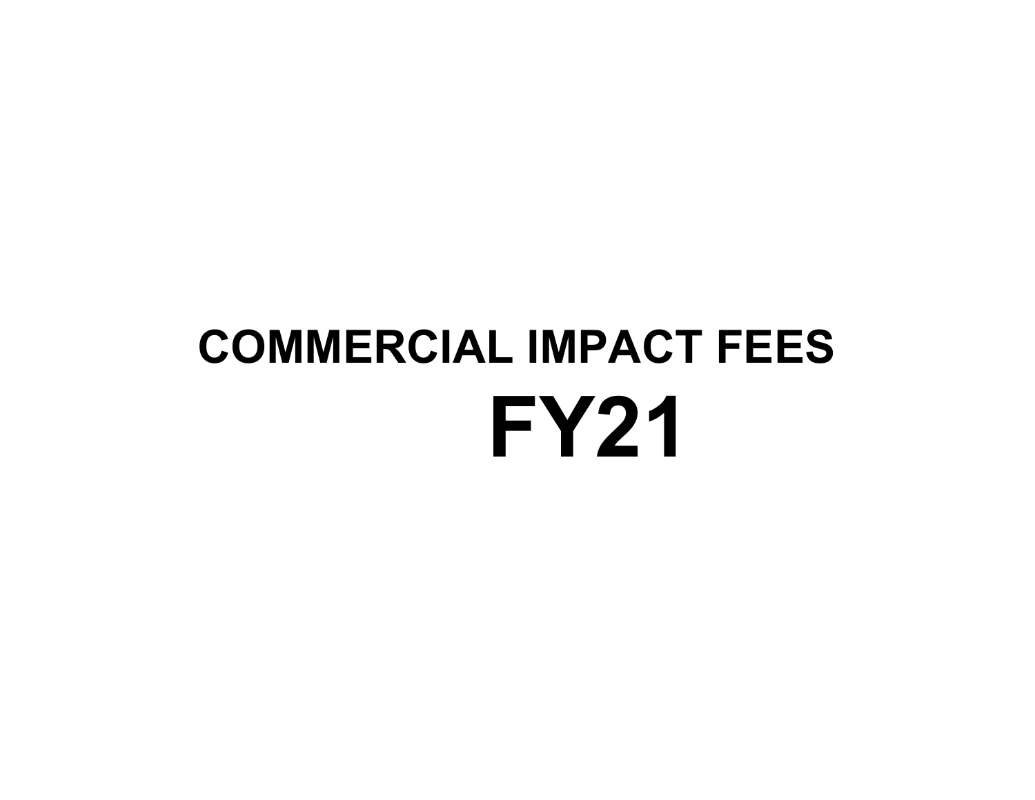# COMMERCIAL IMPACT FEES

# FY21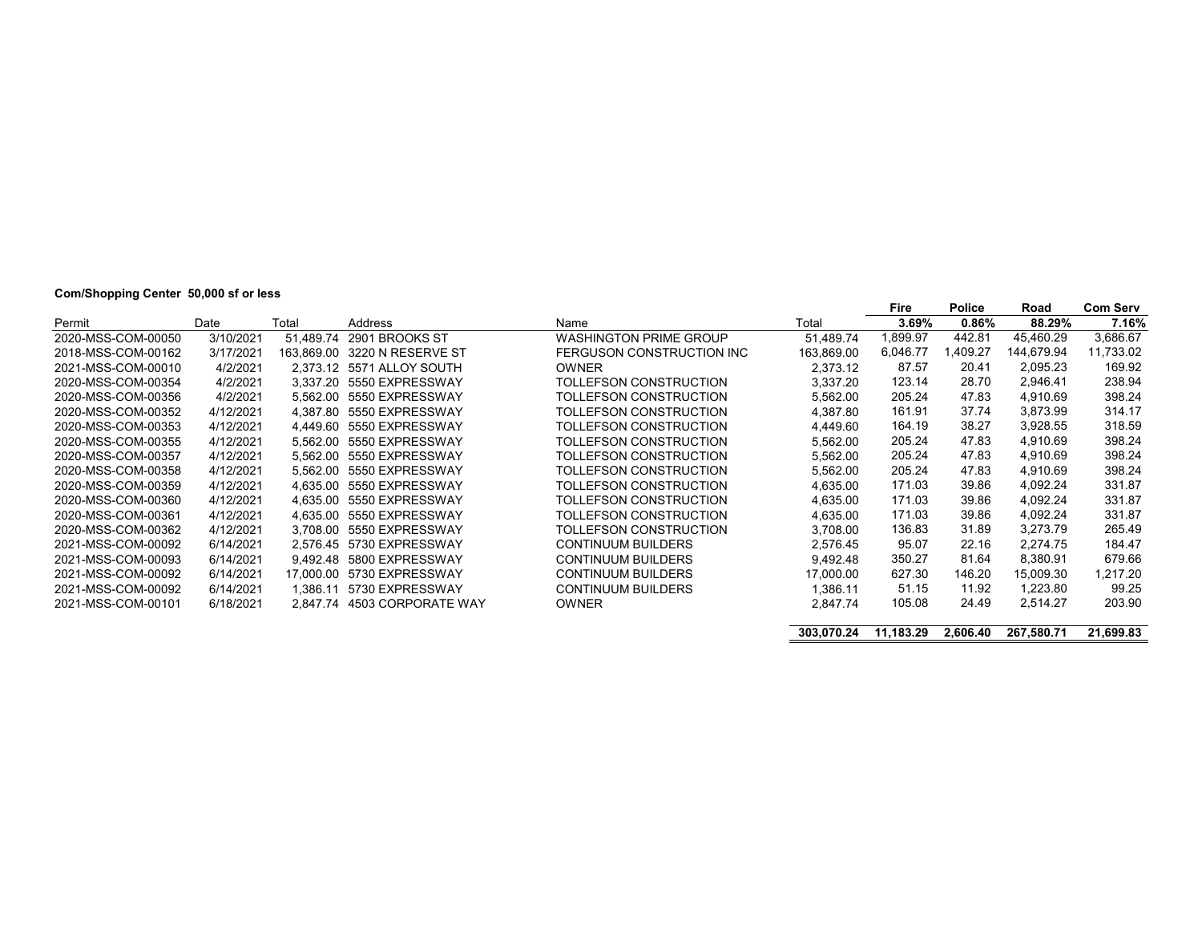**Com/Shopping Center 50,000 sf or less**

| Permit | Date | Total | Address | Name | Total | Fire<br>3.69% | Police<br>0.86% | Road<br>88.29% | Com Serv<br>7.16% |
|---|---|---|---|---|---|---|---|---|---|
| 2020-MSS-COM-00050 | 3/10/2021 | 51,489.74 | 2901 BROOKS ST | WASHINGTON PRIME GROUP | 51,489.74 | 1,899.97 | 442.81 | 45,460.29 | 3,686.67 |
| 2018-MSS-COM-00162 | 3/17/2021 | 163,869.00 | 3220 N RESERVE ST | FERGUSON CONSTRUCTION INC | 163,869.00 | 6,046.77 | 1,409.27 | 144,679.94 | 11,733.02 |
| 2021-MSS-COM-00010 | 4/2/2021 | 2,373.12 | 5571 ALLOY SOUTH | OWNER | 2,373.12 | 87.57 | 20.41 | 2,095.23 | 169.92 |
| 2020-MSS-COM-00354 | 4/2/2021 | 3,337.20 | 5550 EXPRESSWAY | TOLLEFSON CONSTRUCTION | 3,337.20 | 123.14 | 28.70 | 2,946.41 | 238.94 |
| 2020-MSS-COM-00356 | 4/2/2021 | 5,562.00 | 5550 EXPRESSWAY | TOLLEFSON CONSTRUCTION | 5,562.00 | 205.24 | 47.83 | 4,910.69 | 398.24 |
| 2020-MSS-COM-00352 | 4/12/2021 | 4,387.80 | 5550 EXPRESSWAY | TOLLEFSON CONSTRUCTION | 4,387.80 | 161.91 | 37.74 | 3,873.99 | 314.17 |
| 2020-MSS-COM-00353 | 4/12/2021 | 4,449.60 | 5550 EXPRESSWAY | TOLLEFSON CONSTRUCTION | 4,449.60 | 164.19 | 38.27 | 3,928.55 | 318.59 |
| 2020-MSS-COM-00355 | 4/12/2021 | 5,562.00 | 5550 EXPRESSWAY | TOLLEFSON CONSTRUCTION | 5,562.00 | 205.24 | 47.83 | 4,910.69 | 398.24 |
| 2020-MSS-COM-00357 | 4/12/2021 | 5,562.00 | 5550 EXPRESSWAY | TOLLEFSON CONSTRUCTION | 5,562.00 | 205.24 | 47.83 | 4,910.69 | 398.24 |
| 2020-MSS-COM-00358 | 4/12/2021 | 5,562.00 | 5550 EXPRESSWAY | TOLLEFSON CONSTRUCTION | 5,562.00 | 205.24 | 47.83 | 4,910.69 | 398.24 |
| 2020-MSS-COM-00359 | 4/12/2021 | 4,635.00 | 5550 EXPRESSWAY | TOLLEFSON CONSTRUCTION | 4,635.00 | 171.03 | 39.86 | 4,092.24 | 331.87 |
| 2020-MSS-COM-00360 | 4/12/2021 | 4,635.00 | 5550 EXPRESSWAY | TOLLEFSON CONSTRUCTION | 4,635.00 | 171.03 | 39.86 | 4,092.24 | 331.87 |
| 2020-MSS-COM-00361 | 4/12/2021 | 4,635.00 | 5550 EXPRESSWAY | TOLLEFSON CONSTRUCTION | 4,635.00 | 171.03 | 39.86 | 4,092.24 | 331.87 |
| 2020-MSS-COM-00362 | 4/12/2021 | 3,708.00 | 5550 EXPRESSWAY | TOLLEFSON CONSTRUCTION | 3,708.00 | 136.83 | 31.89 | 3,273.79 | 265.49 |
| 2021-MSS-COM-00092 | 6/14/2021 | 2,576.45 | 5730 EXPRESSWAY | CONTINUUM BUILDERS | 2,576.45 | 95.07 | 22.16 | 2,274.75 | 184.47 |
| 2021-MSS-COM-00093 | 6/14/2021 | 9,492.48 | 5800 EXPRESSWAY | CONTINUUM BUILDERS | 9,492.48 | 350.27 | 81.64 | 8,380.91 | 679.66 |
| 2021-MSS-COM-00092 | 6/14/2021 | 17,000.00 | 5730 EXPRESSWAY | CONTINUUM BUILDERS | 17,000.00 | 627.30 | 146.20 | 15,009.30 | 1,217.20 |
| 2021-MSS-COM-00092 | 6/14/2021 | 1,386.11 | 5730 EXPRESSWAY | CONTINUUM BUILDERS | 1,386.11 | 51.15 | 11.92 | 1,223.80 | 99.25 |
| 2021-MSS-COM-00101 | 6/18/2021 | 2,847.74 | 4503 CORPORATE WAY | OWNER | 2,847.74 | 105.08 | 24.49 | 2,514.27 | 203.90 |
| | | | | | **303,070.24** | **11,183.29** | **2,606.40** | **267,580.71** | **21,699.83** |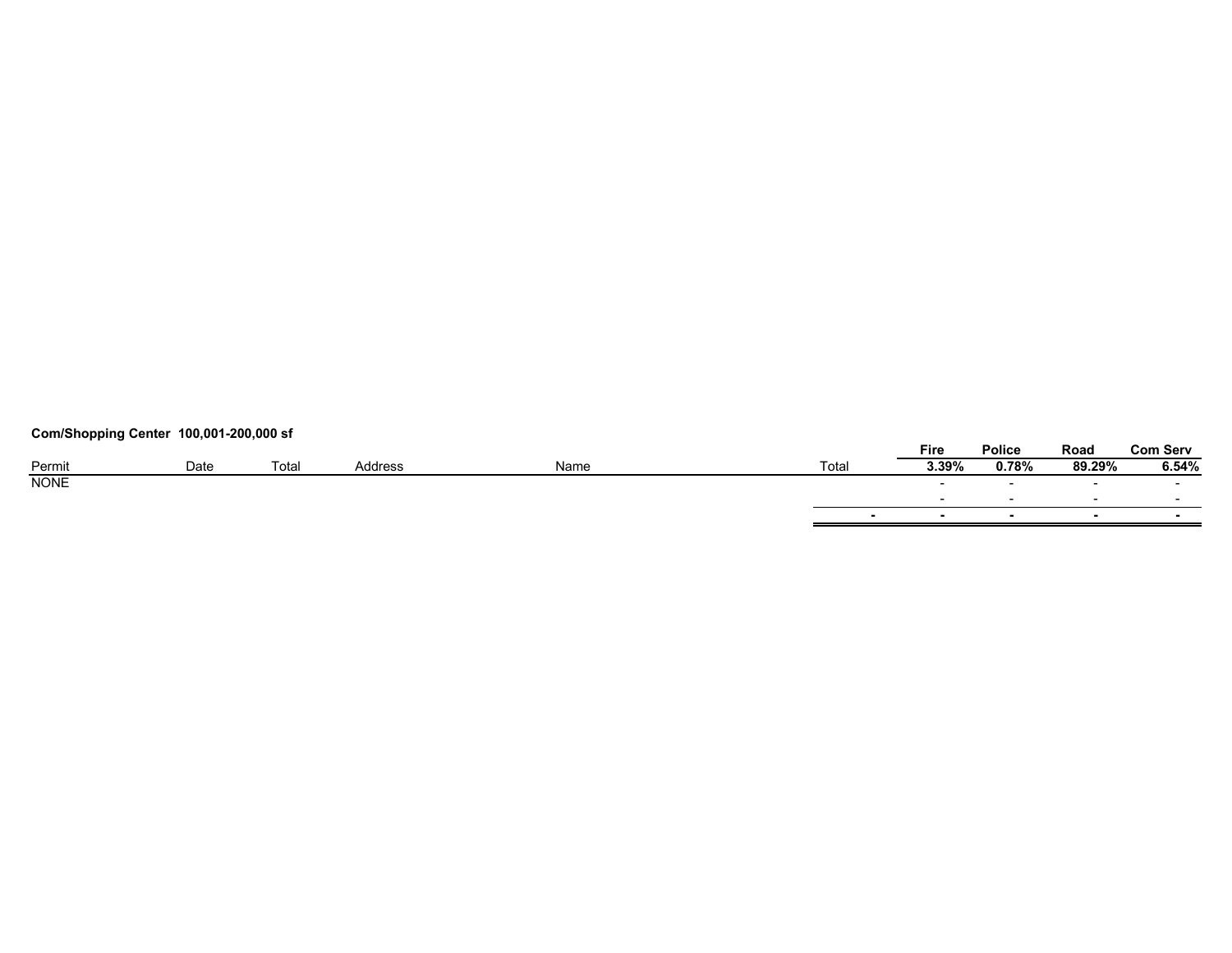**Com/Shopping Center 100,001-200,000 sf**

| Permit | Date | Total | Address | Name | Total | Fire | Police | Road | Com Serv |
|---|---|---|---|---|---|---|---|---|---|
| | | | | | | 3.39% | 0.78% | 89.29% | 6.54% |
| NONE | | | | | | - | - | - | - |
| | | | | | | - | - | - | - |
| | | | | | - | - | - | - | - |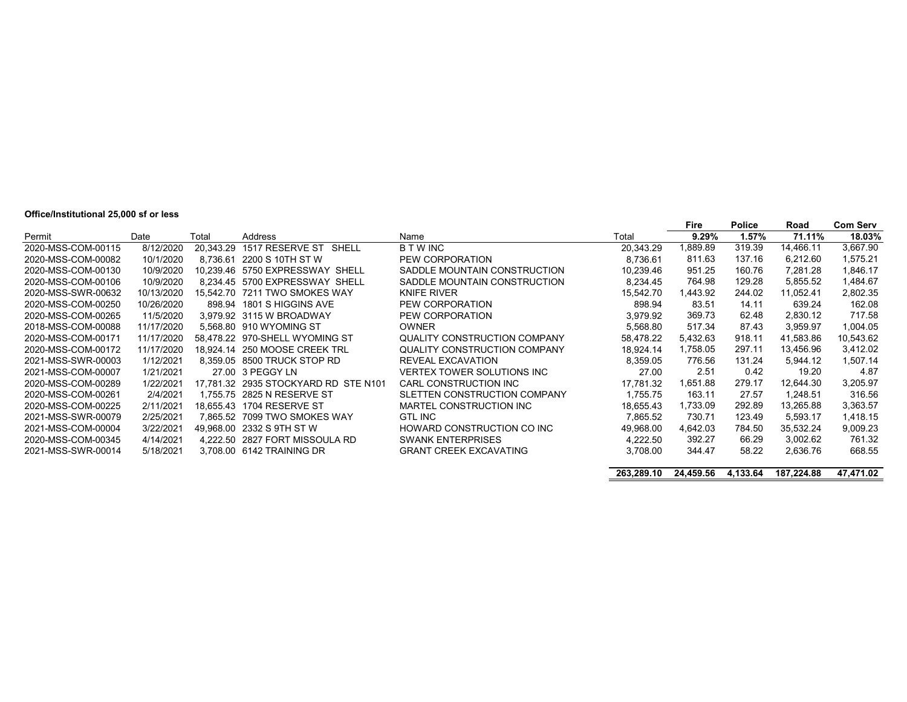**Office/Institutional 25,000 sf or less**

| Permit | Date | Total | Address | Name | Total | Fire | Police | Road | Com Serv |
|---|---|---|---|---|---|---|---|---|---|
| | | | | | | 9.29% | 1.57% | 71.11% | 18.03% |
| 2020-MSS-COM-00115 | 8/12/2020 | 20,343.29 | 1517 RESERVE ST SHELL | B T W INC | 20,343.29 | 1,889.89 | 319.39 | 14,466.11 | 3,667.90 |
| 2020-MSS-COM-00082 | 10/1/2020 | 8,736.61 | 2200 S 10TH ST W | PEW CORPORATION | 8,736.61 | 811.63 | 137.16 | 6,212.60 | 1,575.21 |
| 2020-MSS-COM-00130 | 10/9/2020 | 10,239.46 | 5750 EXPRESSWAY SHELL | SADDLE MOUNTAIN CONSTRUCTION | 10,239.46 | 951.25 | 160.76 | 7,281.28 | 1,846.17 |
| 2020-MSS-COM-00106 | 10/9/2020 | 8,234.45 | 5700 EXPRESSWAY SHELL | SADDLE MOUNTAIN CONSTRUCTION | 8,234.45 | 764.98 | 129.28 | 5,855.52 | 1,484.67 |
| 2020-MSS-SWR-00632 | 10/13/2020 | 15,542.70 | 7211 TWO SMOKES WAY | KNIFE RIVER | 15,542.70 | 1,443.92 | 244.02 | 11,052.41 | 2,802.35 |
| 2020-MSS-COM-00250 | 10/26/2020 | 898.94 | 1801 S HIGGINS AVE | PEW CORPORATION | 898.94 | 83.51 | 14.11 | 639.24 | 162.08 |
| 2020-MSS-COM-00265 | 11/5/2020 | 3,979.92 | 3115 W BROADWAY | PEW CORPORATION | 3,979.92 | 369.73 | 62.48 | 2,830.12 | 717.58 |
| 2018-MSS-COM-00088 | 11/17/2020 | 5,568.80 | 910 WYOMING ST | OWNER | 5,568.80 | 517.34 | 87.43 | 3,959.97 | 1,004.05 |
| 2020-MSS-COM-00171 | 11/17/2020 | 58,478.22 | 970-SHELL WYOMING ST | QUALITY CONSTRUCTION COMPANY | 58,478.22 | 5,432.63 | 918.11 | 41,583.86 | 10,543.62 |
| 2020-MSS-COM-00172 | 11/17/2020 | 18,924.14 | 250 MOOSE CREEK TRL | QUALITY CONSTRUCTION COMPANY | 18,924.14 | 1,758.05 | 297.11 | 13,456.96 | 3,412.02 |
| 2021-MSS-SWR-00003 | 1/12/2021 | 8,359.05 | 8500 TRUCK STOP RD | REVEAL EXCAVATION | 8,359.05 | 776.56 | 131.24 | 5,944.12 | 1,507.14 |
| 2021-MSS-COM-00007 | 1/21/2021 | 27.00 | 3 PEGGY LN | VERTEX TOWER SOLUTIONS INC | 27.00 | 2.51 | 0.42 | 19.20 | 4.87 |
| 2020-MSS-COM-00289 | 1/22/2021 | 17,781.32 | 2935 STOCKYARD RD STE N101 | CARL CONSTRUCTION INC | 17,781.32 | 1,651.88 | 279.17 | 12,644.30 | 3,205.97 |
| 2020-MSS-COM-00261 | 2/4/2021 | 1,755.75 | 2825 N RESERVE ST | SLETTEN CONSTRUCTION COMPANY | 1,755.75 | 163.11 | 27.57 | 1,248.51 | 316.56 |
| 2020-MSS-COM-00225 | 2/11/2021 | 18,655.43 | 1704 RESERVE ST | MARTEL CONSTRUCTION INC | 18,655.43 | 1,733.09 | 292.89 | 13,265.88 | 3,363.57 |
| 2021-MSS-SWR-00079 | 2/25/2021 | 7,865.52 | 7099 TWO SMOKES WAY | GTL INC | 7,865.52 | 730.71 | 123.49 | 5,593.17 | 1,418.15 |
| 2021-MSS-COM-00004 | 3/22/2021 | 49,968.00 | 2332 S 9TH ST W | HOWARD CONSTRUCTION CO INC | 49,968.00 | 4,642.03 | 784.50 | 35,532.24 | 9,009.23 |
| 2020-MSS-COM-00345 | 4/14/2021 | 4,222.50 | 2827 FORT MISSOULA RD | SWANK ENTERPRISES | 4,222.50 | 392.27 | 66.29 | 3,002.62 | 761.32 |
| 2021-MSS-SWR-00014 | 5/18/2021 | 3,708.00 | 6142 TRAINING DR | GRANT CREEK EXCAVATING | 3,708.00 | 344.47 | 58.22 | 2,636.76 | 668.55 |
| | | | | | **263,289.10** | **24,459.56** | **4,133.64** | **187,224.88** | **47,471.02** |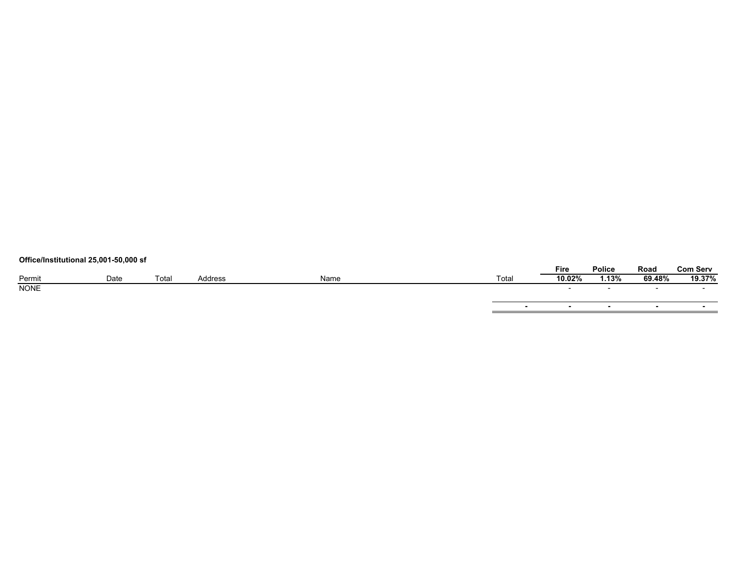**Office/Institutional 25,001-50,000 sf**

| Permit | Date | Total | Address | Name | Total | Fire | Police | Road | Com Serv |
|---|---|---|---|---|---|---|---|---|---|
| | | | | | | 10.02% | 1.13% | 69.48% | 19.37% |
| NONE | | | | | | - | - | - | - |
| | | | | | - | - | - | - | - |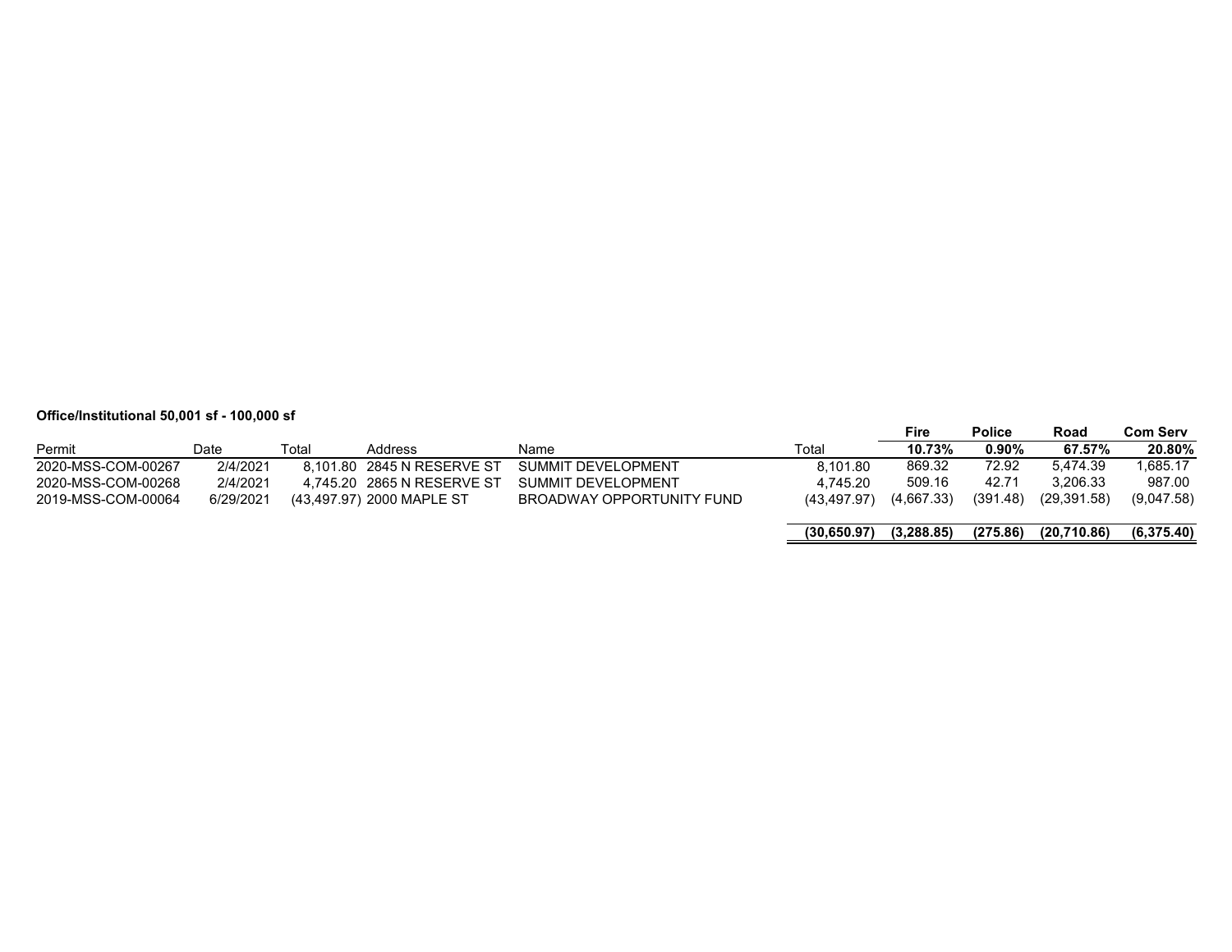**Office/Institutional 50,001 sf - 100,000 sf**

| Permit | Date | Total | Address | Name | Total | Fire<br>10.73% | Police<br>0.90% | Road<br>67.57% | Com Serv<br>20.80% |
|---|---|---|---|---|---|---|---|---|---|
| 2020-MSS-COM-00267 | 2/4/2021 | 8,101.80 | 2845 N RESERVE ST | SUMMIT DEVELOPMENT | 8,101.80 | 869.32 | 72.92 | 5,474.39 | 1,685.17 |
| 2020-MSS-COM-00268 | 2/4/2021 | 4,745.20 | 2865 N RESERVE ST | SUMMIT DEVELOPMENT | 4,745.20 | 509.16 | 42.71 | 3,206.33 | 987.00 |
| 2019-MSS-COM-00064 | 6/29/2021 | (43,497.97) | 2000 MAPLE ST | BROADWAY OPPORTUNITY FUND | (43,497.97) | (4,667.33) | (391.48) | (29,391.58) | (9,047.58) |
| | | | | | **(30,650.97)** | **(3,288.85)** | **(275.86)** | **(20,710.86)** | **(6,375.40)** |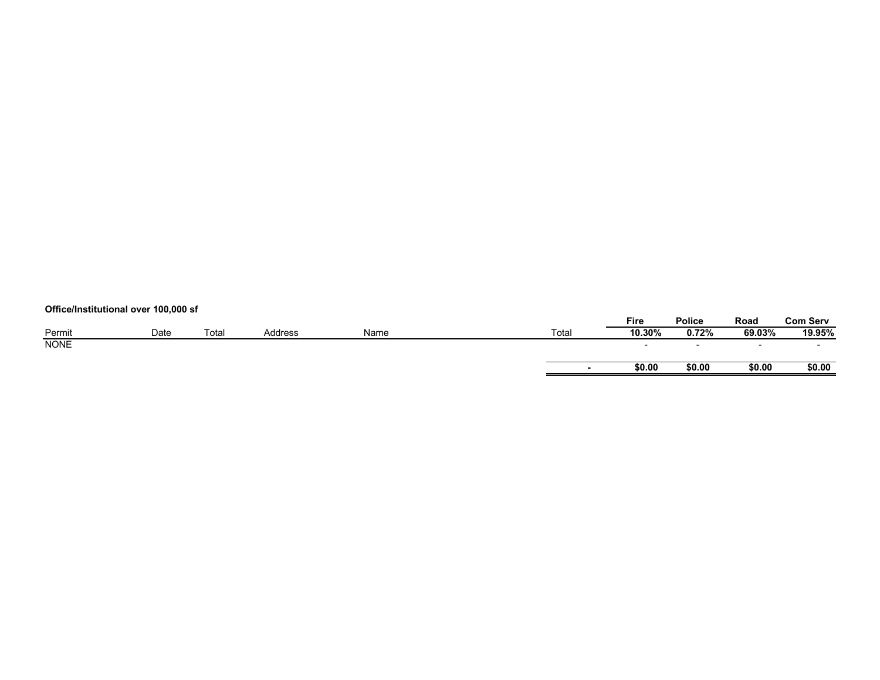**Office/Institutional over 100,000 sf**

| Permit | Date | Total | Address | Name | Total | Fire 10.30% | Police 0.72% | Road 69.03% | Com Serv 19.95% |
|---|---|---|---|---|---|---|---|---|---|
| NONE | | | | | | - | - | - | - |
| | | | | | - | **$0.00** | **$0.00** | **$0.00** | **$0.00** |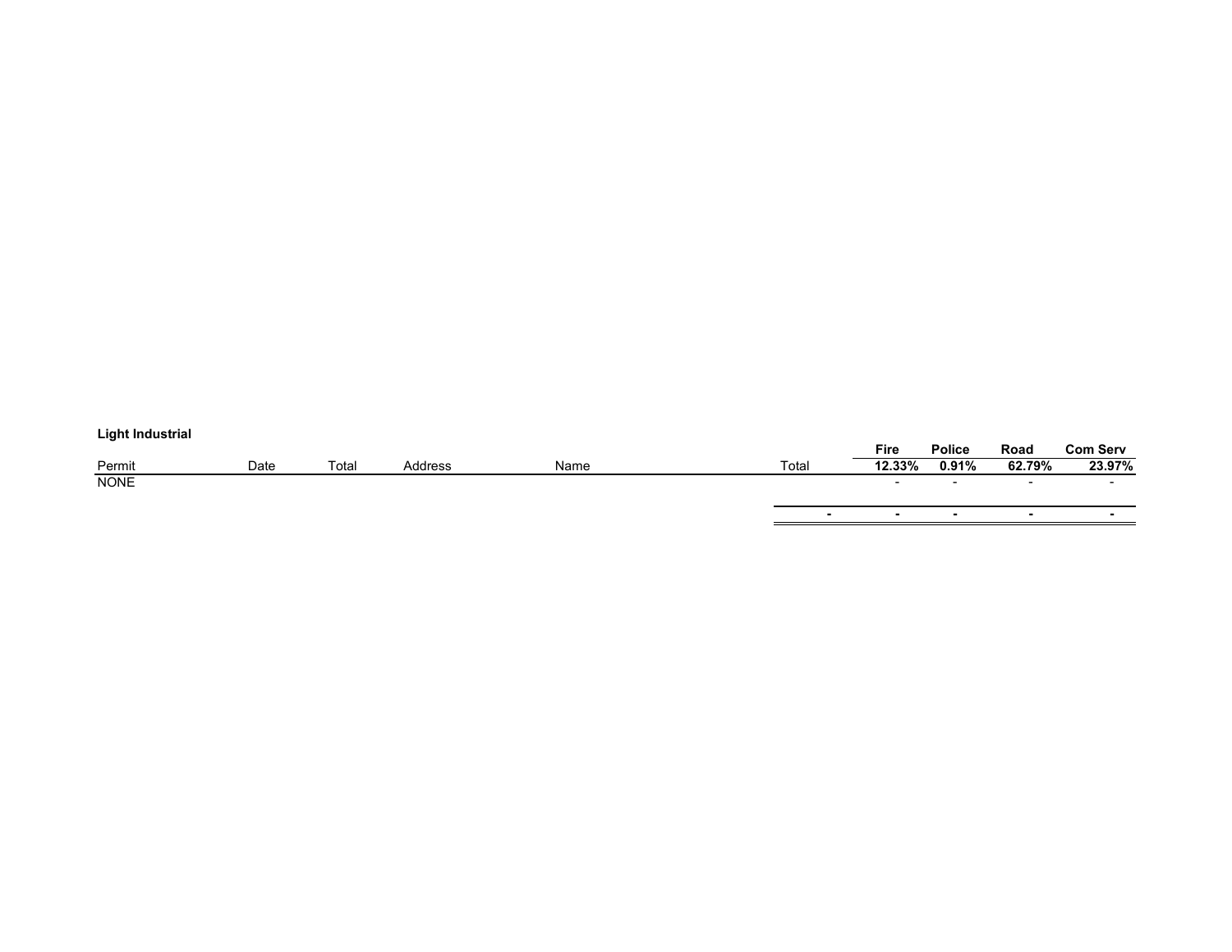**Light Industrial**

| Permit | Date | Total | Address | Name | Total | Fire | Police | Road | Com Serv |
|---|---|---|---|---|---|---|---|---|---|
| | | | | | | 12.33% | 0.91% | 62.79% | 23.97% |
| NONE | | | | | | - | - | - | - |
| | | | | | - | - | - | - | - |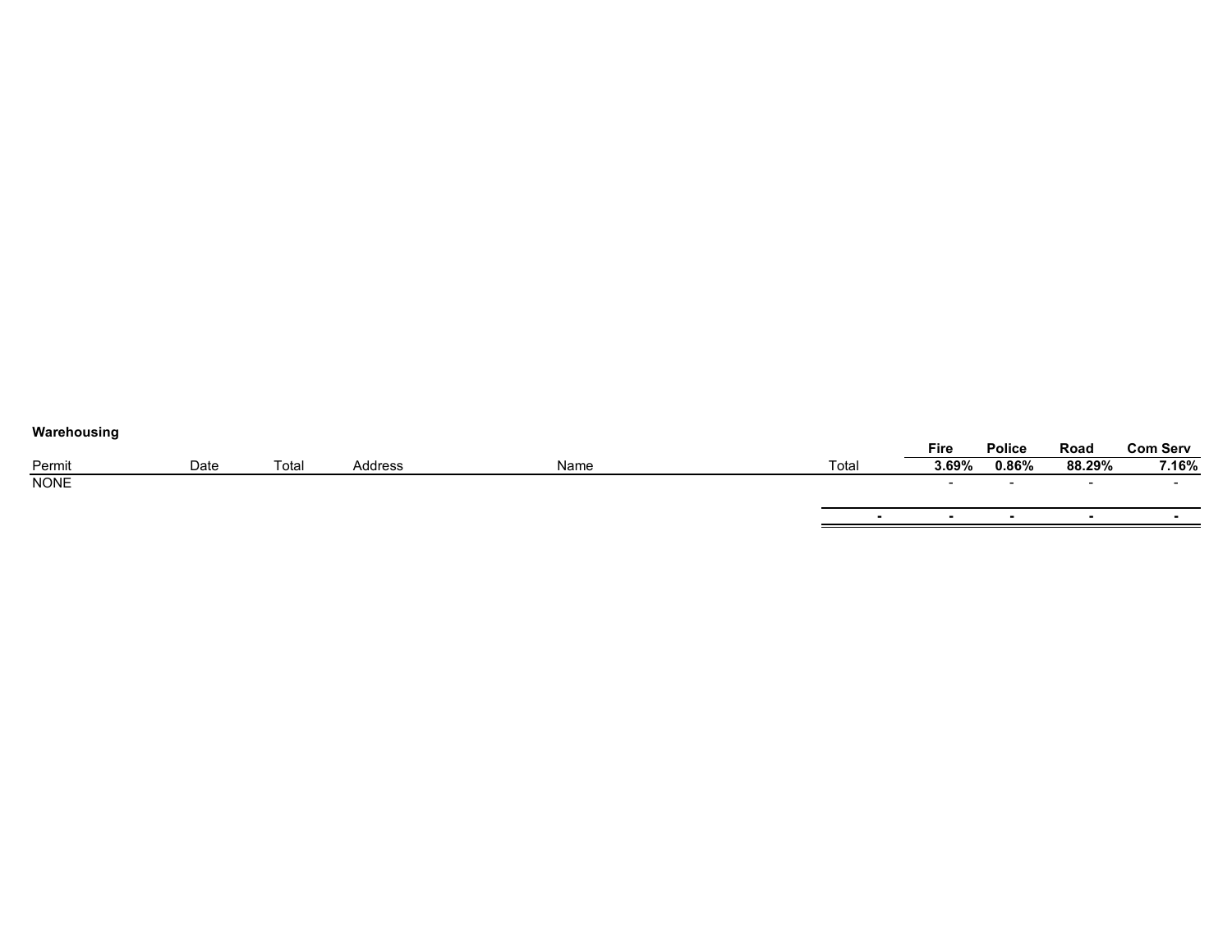**Warehousing**

| Permit | Date | Total | Address | Name | Total | Fire | Police | Road | Com Serv |
|---|---|---|---|---|---|---|---|---|---|
| | | | | | | 3.69% | 0.86% | 88.29% | 7.16% |
| NONE | | | | | | - | - | - | - |
| | | | | | - | - | - | - | - |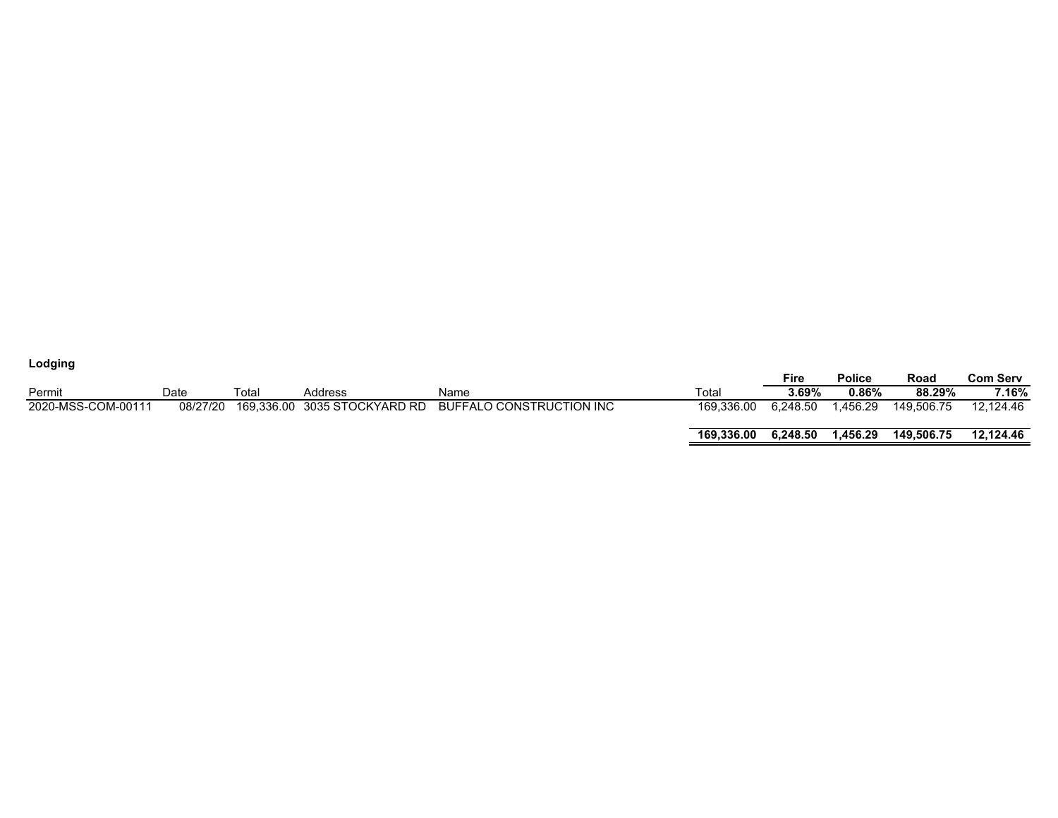**Lodging**

| Permit | Date | Total | Address | Name | Total | Fire | Police | Road | Com Serv |
|---|---|---|---|---|---|---|---|---|---|
| | | | | | | **3.69%** | **0.86%** | **88.29%** | **7.16%** |
| 2020-MSS-COM-00111 | 08/27/20 | 169,336.00 | 3035 STOCKYARD RD | BUFFALO CONSTRUCTION INC | 169,336.00 | 6,248.50 | 1,456.29 | 149,506.75 | 12,124.46 |
| | | | | | **169,336.00** | **6,248.50** | **1,456.29** | **149,506.75** | **12,124.46** |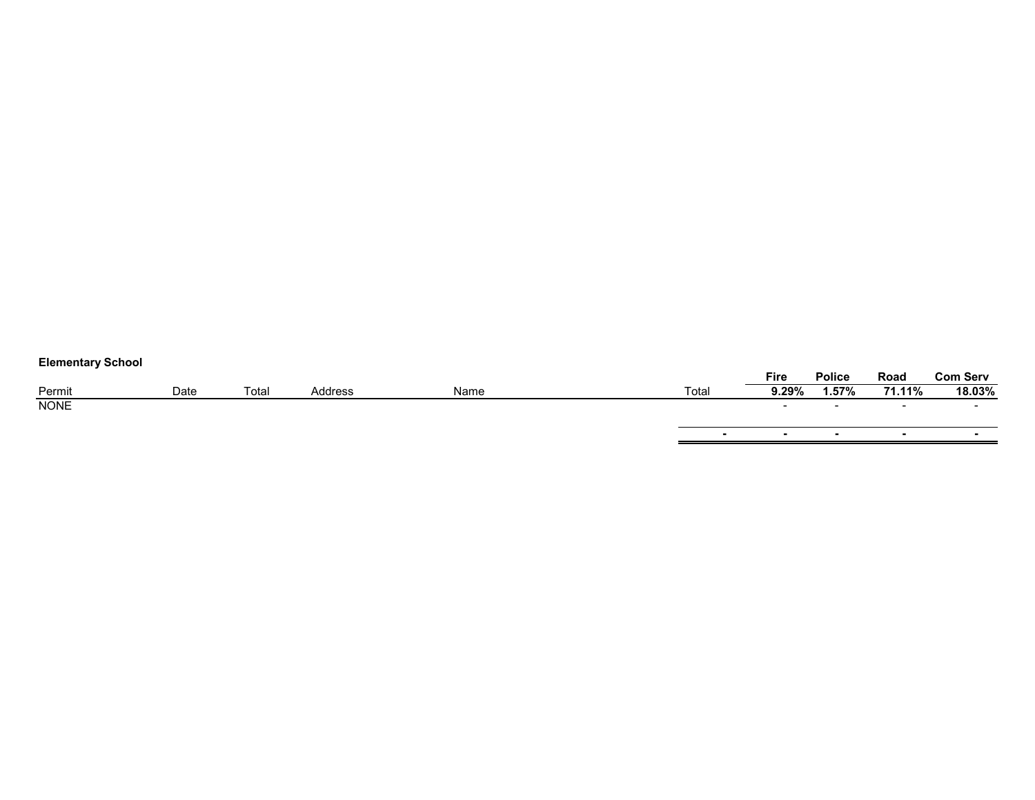**Elementary School**

| Permit | Date | Total | Address | Name | Total | Fire | Police | Road | Com Serv |
|---|---|---|---|---|---|---|---|---|---|
| | | | | | | 9.29% | 1.57% | 71.11% | 18.03% |
| NONE | | | | | | - | - | - | - |
| | | | | | - | - | - | - | - |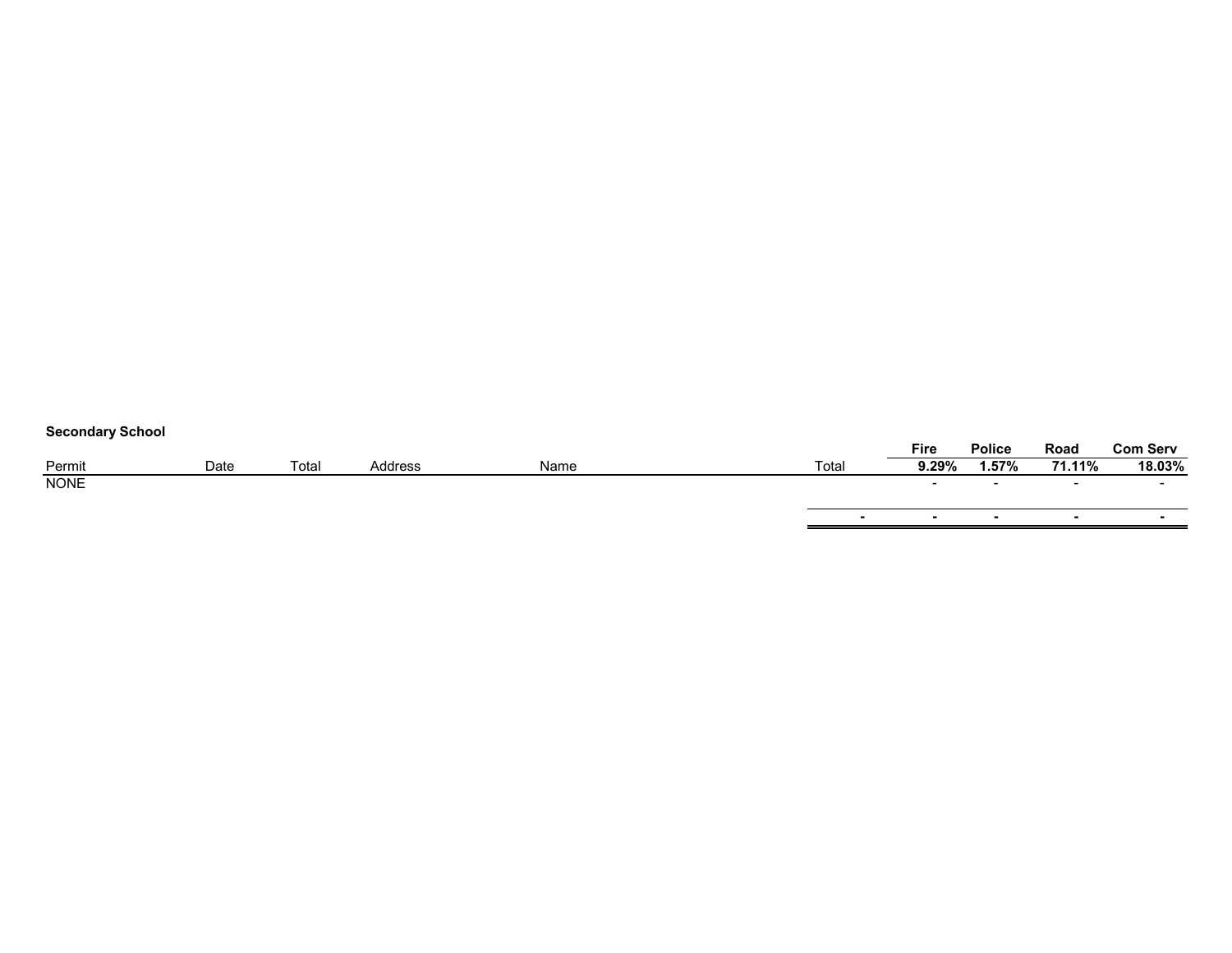**Secondary School**

| Permit | Date | Total | Address | Name | Total | Fire | Police | Road | Com Serv |
|---|---|---|---|---|---|---|---|---|---|
| | | | | | | 9.29% | 1.57% | 71.11% | 18.03% |
| NONE | | | | | | - | - | - | - |
| | | | | | - | - | - | - | - |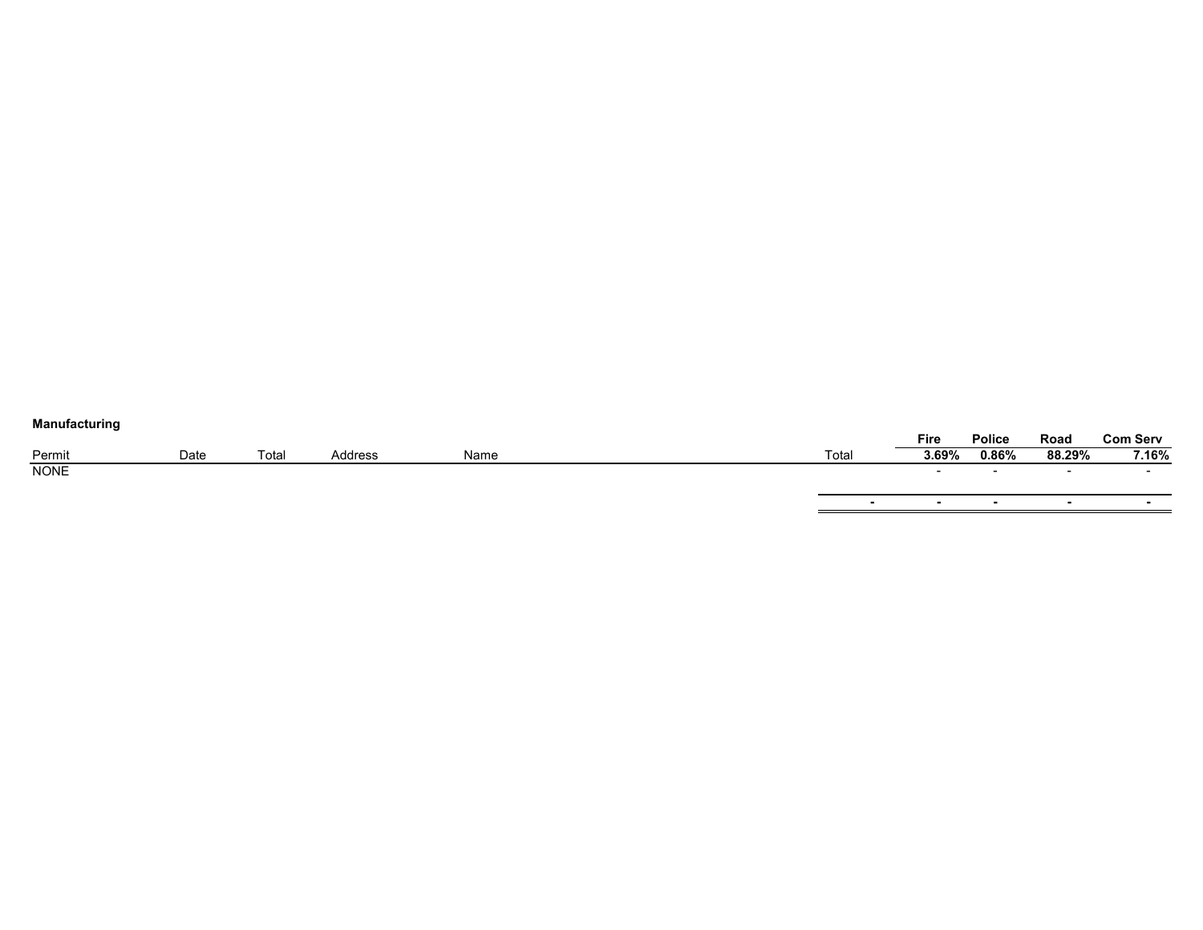**Manufacturing**

| Permit | Date | Total | Address | Name | Total | Fire | Police | Road | Com Serv |
|---|---|---|---|---|---|---|---|---|---|
| | | | | | | 3.69% | 0.86% | 88.29% | 7.16% |
| NONE | | | | | | - | - | - | - |
| | | | | | - | - | - | - | - |